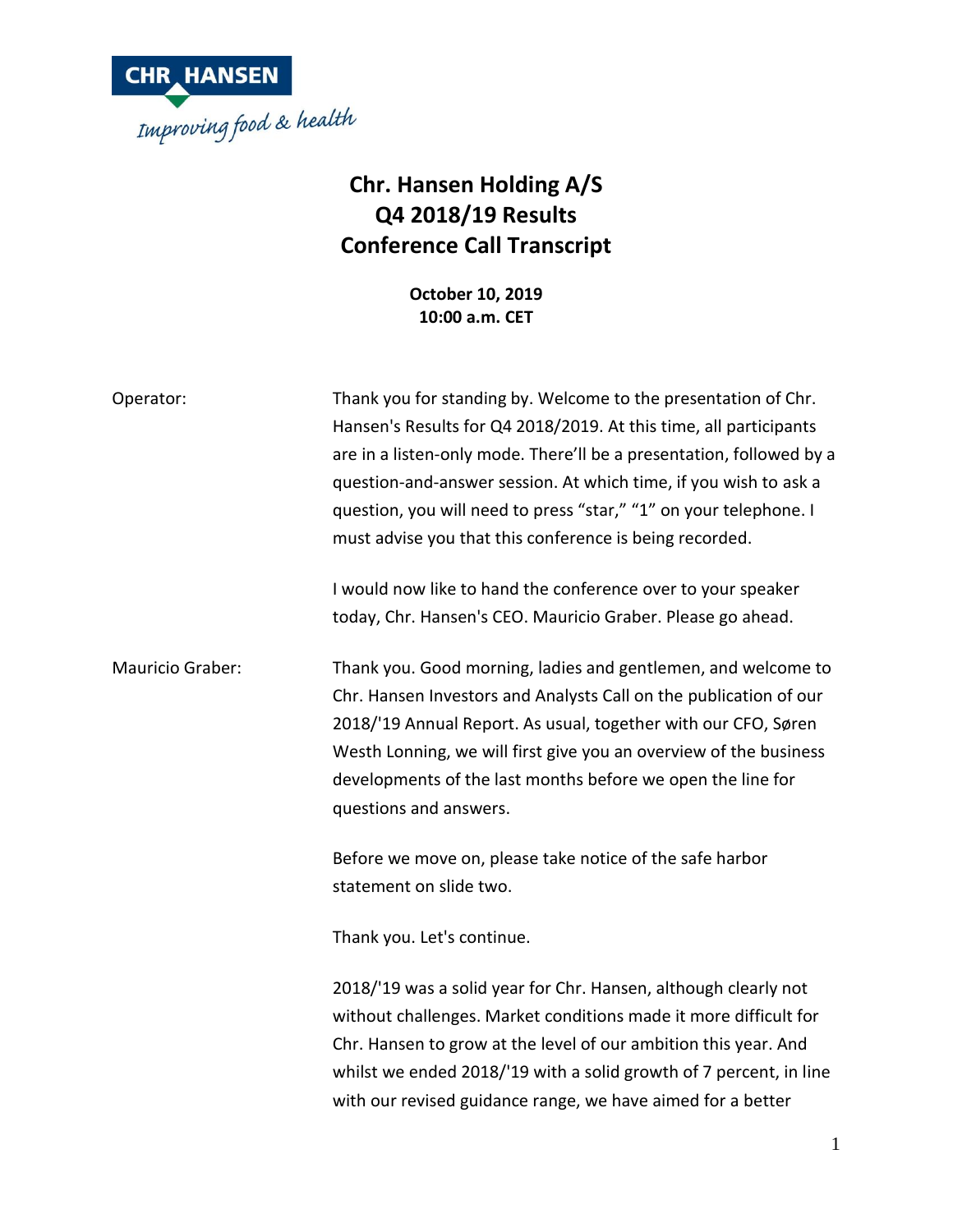# Chr. Hansen Holding A/S
# Q4 2018/19 Results
# Conference Call Transcript

**October 10, 2019**
**10:00 a.m. CET**

Operator: Thank you for standing by. Welcome to the presentation of Chr. Hansen's Results for Q4 2018/2019. At this time, all participants are in a listen-only mode. There'll be a presentation, followed by a question-and-answer session. At which time, if you wish to ask a question, you will need to press "star," "1" on your telephone. I must advise you that this conference is being recorded.

I would now like to hand the conference over to your speaker today, Chr. Hansen's CEO. Mauricio Graber. Please go ahead.

Mauricio Graber: Thank you. Good morning, ladies and gentlemen, and welcome to Chr. Hansen Investors and Analysts Call on the publication of our 2018/'19 Annual Report. As usual, together with our CFO, Søren Westh Lonning, we will first give you an overview of the business developments of the last months before we open the line for questions and answers.

Before we move on, please take notice of the safe harbor statement on slide two.

Thank you. Let's continue.

2018/'19 was a solid year for Chr. Hansen, although clearly not without challenges. Market conditions made it more difficult for Chr. Hansen to grow at the level of our ambition this year. And whilst we ended 2018/'19 with a solid growth of 7 percent, in line with our revised guidance range, we have aimed for a better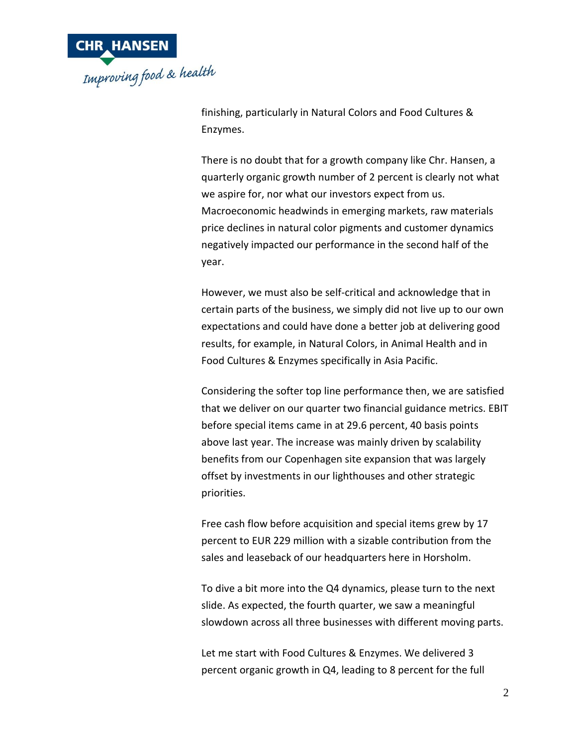finishing, particularly in Natural Colors and Food Cultures & Enzymes.

There is no doubt that for a growth company like Chr. Hansen, a quarterly organic growth number of 2 percent is clearly not what we aspire for, nor what our investors expect from us. Macroeconomic headwinds in emerging markets, raw materials price declines in natural color pigments and customer dynamics negatively impacted our performance in the second half of the year.

However, we must also be self-critical and acknowledge that in certain parts of the business, we simply did not live up to our own expectations and could have done a better job at delivering good results, for example, in Natural Colors, in Animal Health and in Food Cultures & Enzymes specifically in Asia Pacific.

Considering the softer top line performance then, we are satisfied that we deliver on our quarter two financial guidance metrics. EBIT before special items came in at 29.6 percent, 40 basis points above last year. The increase was mainly driven by scalability benefits from our Copenhagen site expansion that was largely offset by investments in our lighthouses and other strategic priorities.

Free cash flow before acquisition and special items grew by 17 percent to EUR 229 million with a sizable contribution from the sales and leaseback of our headquarters here in Horsholm.

To dive a bit more into the Q4 dynamics, please turn to the next slide. As expected, the fourth quarter, we saw a meaningful slowdown across all three businesses with different moving parts.

Let me start with Food Cultures & Enzymes. We delivered 3 percent organic growth in Q4, leading to 8 percent for the full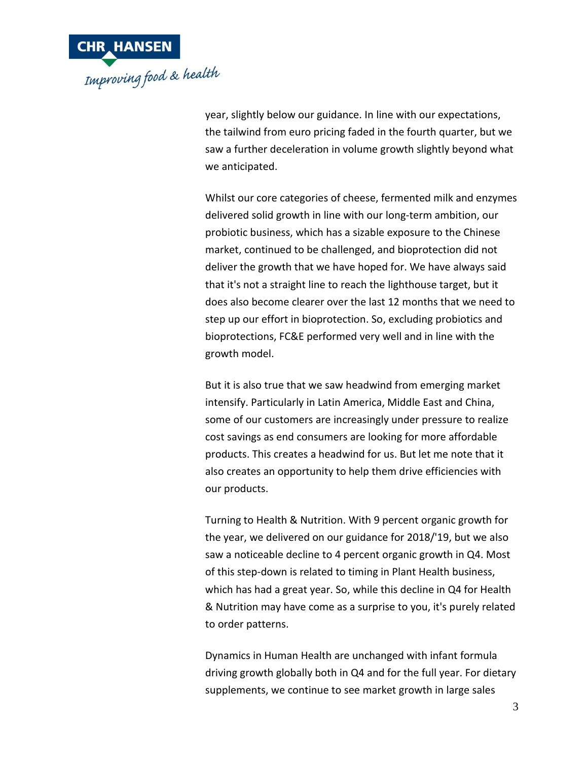year, slightly below our guidance. In line with our expectations, the tailwind from euro pricing faded in the fourth quarter, but we saw a further deceleration in volume growth slightly beyond what we anticipated.

Whilst our core categories of cheese, fermented milk and enzymes delivered solid growth in line with our long-term ambition, our probiotic business, which has a sizable exposure to the Chinese market, continued to be challenged, and bioprotection did not deliver the growth that we have hoped for. We have always said that it's not a straight line to reach the lighthouse target, but it does also become clearer over the last 12 months that we need to step up our effort in bioprotection. So, excluding probiotics and bioprotections, FC&E performed very well and in line with the growth model.

But it is also true that we saw headwind from emerging market intensify. Particularly in Latin America, Middle East and China, some of our customers are increasingly under pressure to realize cost savings as end consumers are looking for more affordable products. This creates a headwind for us. But let me note that it also creates an opportunity to help them drive efficiencies with our products.

Turning to Health & Nutrition. With 9 percent organic growth for the year, we delivered on our guidance for 2018/'19, but we also saw a noticeable decline to 4 percent organic growth in Q4. Most of this step-down is related to timing in Plant Health business, which has had a great year. So, while this decline in Q4 for Health & Nutrition may have come as a surprise to you, it's purely related to order patterns.

Dynamics in Human Health are unchanged with infant formula driving growth globally both in Q4 and for the full year. For dietary supplements, we continue to see market growth in large sales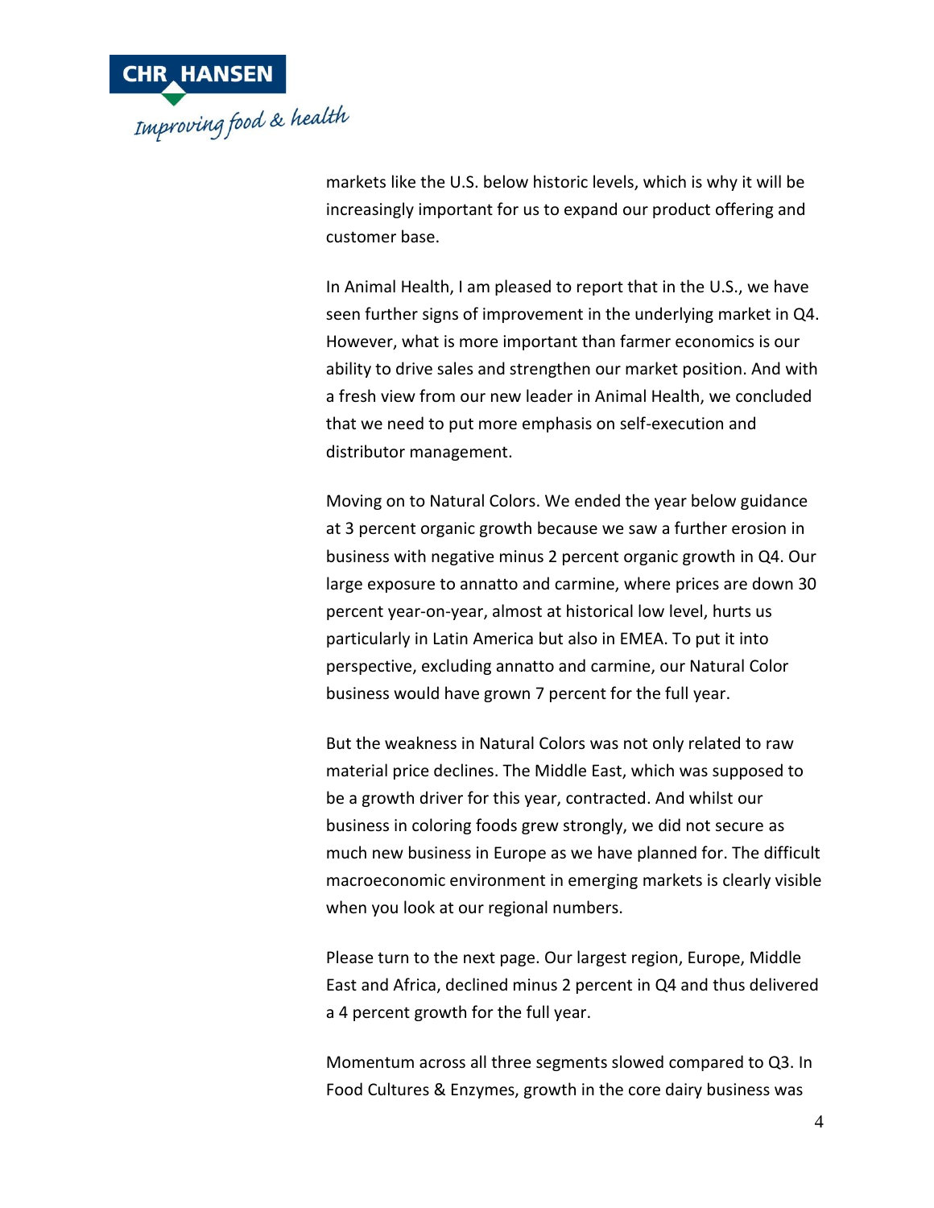markets like the U.S. below historic levels, which is why it will be increasingly important for us to expand our product offering and customer base.

In Animal Health, I am pleased to report that in the U.S., we have seen further signs of improvement in the underlying market in Q4. However, what is more important than farmer economics is our ability to drive sales and strengthen our market position. And with a fresh view from our new leader in Animal Health, we concluded that we need to put more emphasis on self-execution and distributor management.

Moving on to Natural Colors. We ended the year below guidance at 3 percent organic growth because we saw a further erosion in business with negative minus 2 percent organic growth in Q4. Our large exposure to annatto and carmine, where prices are down 30 percent year-on-year, almost at historical low level, hurts us particularly in Latin America but also in EMEA. To put it into perspective, excluding annatto and carmine, our Natural Color business would have grown 7 percent for the full year.

But the weakness in Natural Colors was not only related to raw material price declines. The Middle East, which was supposed to be a growth driver for this year, contracted. And whilst our business in coloring foods grew strongly, we did not secure as much new business in Europe as we have planned for. The difficult macroeconomic environment in emerging markets is clearly visible when you look at our regional numbers.

Please turn to the next page. Our largest region, Europe, Middle East and Africa, declined minus 2 percent in Q4 and thus delivered a 4 percent growth for the full year.

Momentum across all three segments slowed compared to Q3. In Food Cultures & Enzymes, growth in the core dairy business was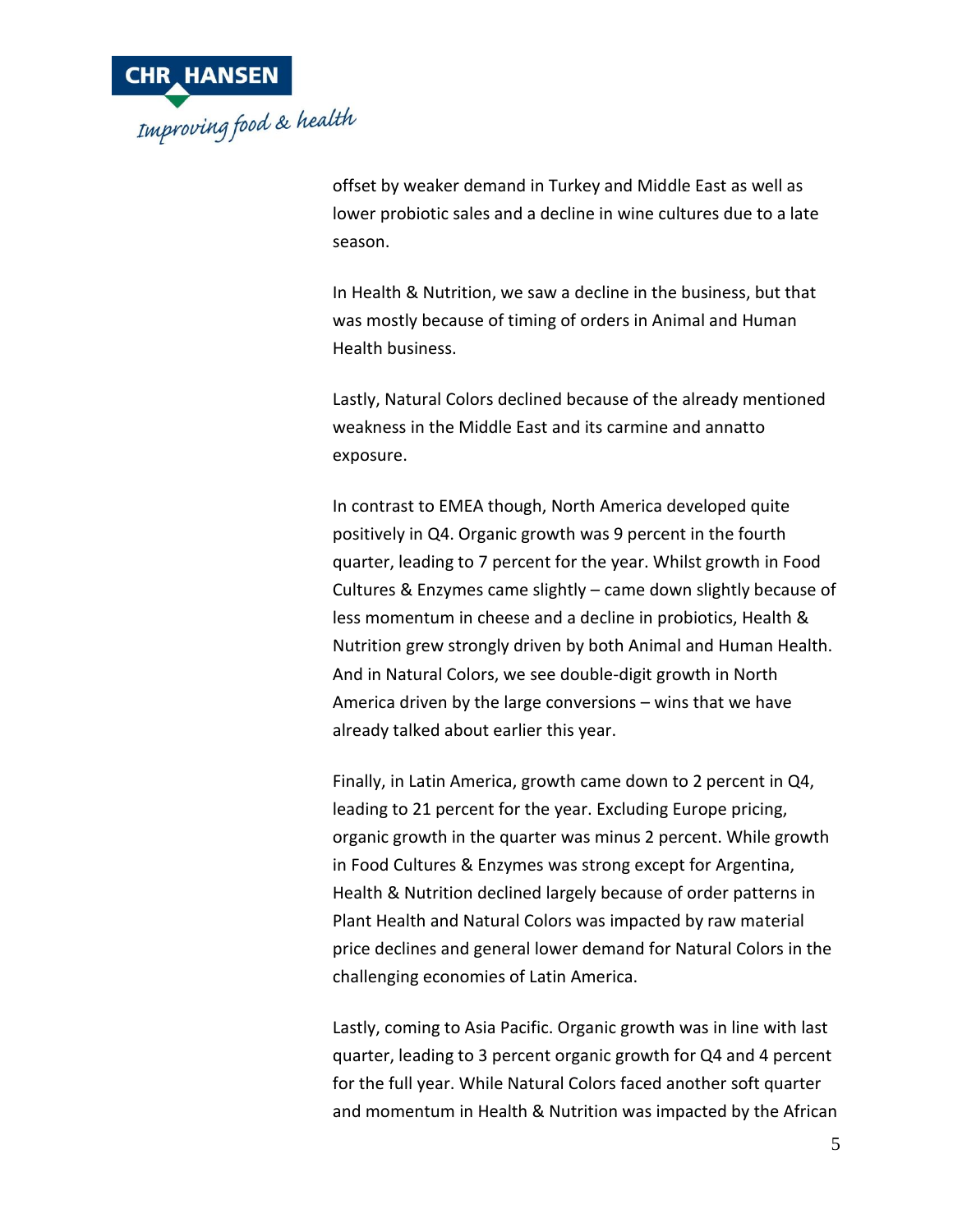offset by weaker demand in Turkey and Middle East as well as lower probiotic sales and a decline in wine cultures due to a late season.

In Health & Nutrition, we saw a decline in the business, but that was mostly because of timing of orders in Animal and Human Health business.

Lastly, Natural Colors declined because of the already mentioned weakness in the Middle East and its carmine and annatto exposure.

In contrast to EMEA though, North America developed quite positively in Q4. Organic growth was 9 percent in the fourth quarter, leading to 7 percent for the year. Whilst growth in Food Cultures & Enzymes came slightly – came down slightly because of less momentum in cheese and a decline in probiotics, Health & Nutrition grew strongly driven by both Animal and Human Health. And in Natural Colors, we see double-digit growth in North America driven by the large conversions – wins that we have already talked about earlier this year.

Finally, in Latin America, growth came down to 2 percent in Q4, leading to 21 percent for the year. Excluding Europe pricing, organic growth in the quarter was minus 2 percent. While growth in Food Cultures & Enzymes was strong except for Argentina, Health & Nutrition declined largely because of order patterns in Plant Health and Natural Colors was impacted by raw material price declines and general lower demand for Natural Colors in the challenging economies of Latin America.

Lastly, coming to Asia Pacific. Organic growth was in line with last quarter, leading to 3 percent organic growth for Q4 and 4 percent for the full year. While Natural Colors faced another soft quarter and momentum in Health & Nutrition was impacted by the African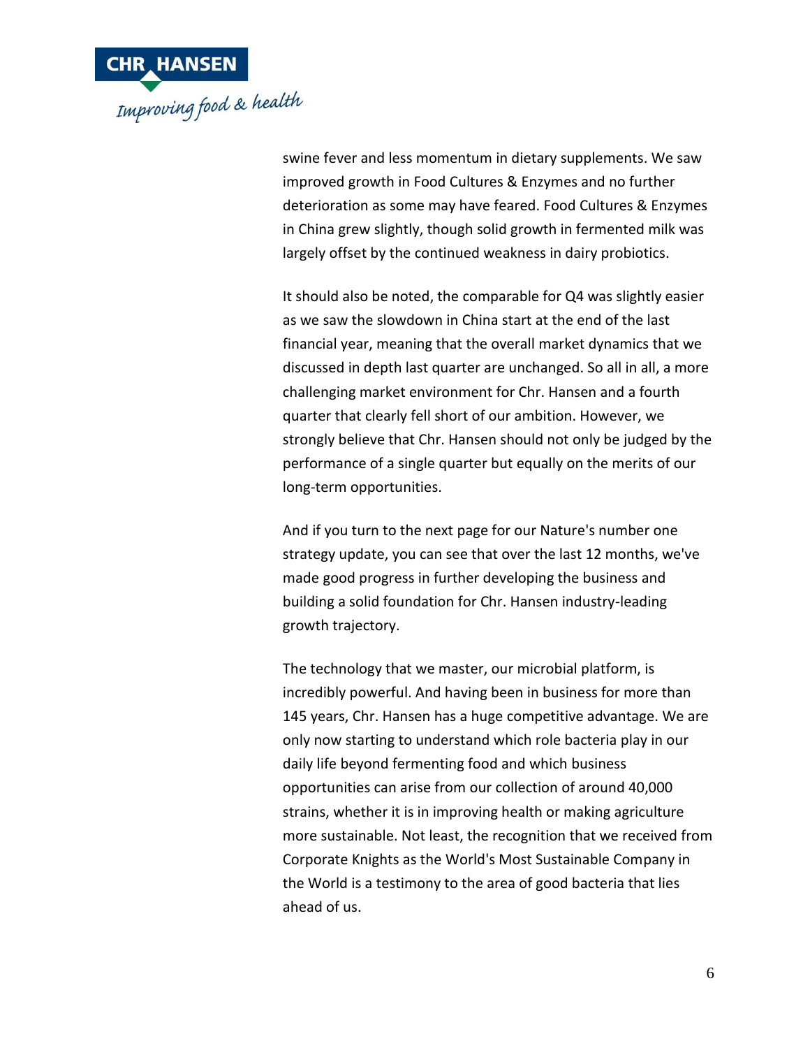swine fever and less momentum in dietary supplements. We saw improved growth in Food Cultures & Enzymes and no further deterioration as some may have feared. Food Cultures & Enzymes in China grew slightly, though solid growth in fermented milk was largely offset by the continued weakness in dairy probiotics.

It should also be noted, the comparable for Q4 was slightly easier as we saw the slowdown in China start at the end of the last financial year, meaning that the overall market dynamics that we discussed in depth last quarter are unchanged. So all in all, a more challenging market environment for Chr. Hansen and a fourth quarter that clearly fell short of our ambition. However, we strongly believe that Chr. Hansen should not only be judged by the performance of a single quarter but equally on the merits of our long-term opportunities.

And if you turn to the next page for our Nature's number one strategy update, you can see that over the last 12 months, we've made good progress in further developing the business and building a solid foundation for Chr. Hansen industry-leading growth trajectory.

The technology that we master, our microbial platform, is incredibly powerful. And having been in business for more than 145 years, Chr. Hansen has a huge competitive advantage. We are only now starting to understand which role bacteria play in our daily life beyond fermenting food and which business opportunities can arise from our collection of around 40,000 strains, whether it is in improving health or making agriculture more sustainable. Not least, the recognition that we received from Corporate Knights as the World's Most Sustainable Company in the World is a testimony to the area of good bacteria that lies ahead of us.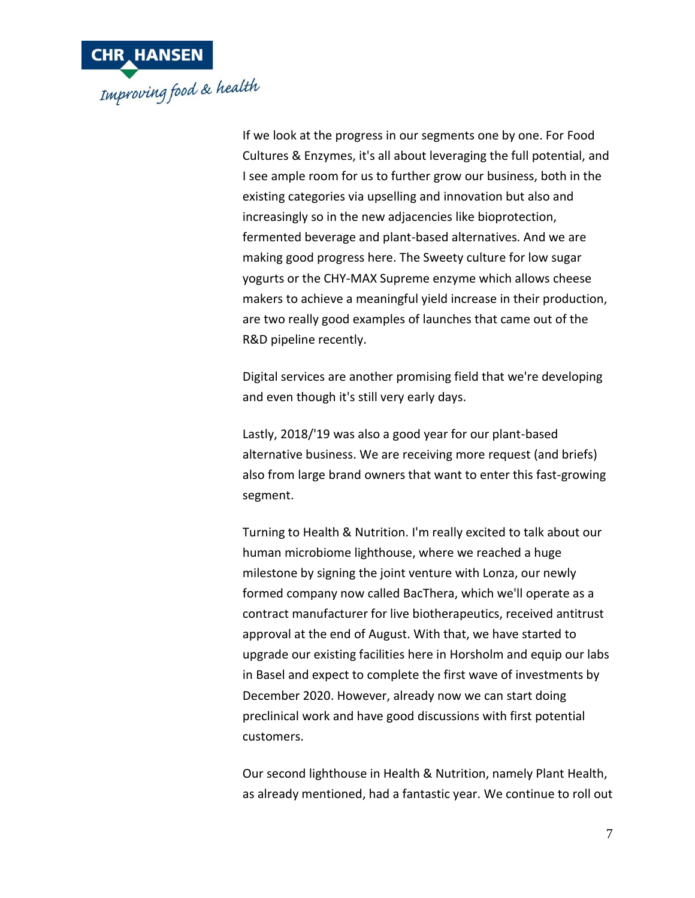If we look at the progress in our segments one by one. For Food Cultures & Enzymes, it's all about leveraging the full potential, and I see ample room for us to further grow our business, both in the existing categories via upselling and innovation but also and increasingly so in the new adjacencies like bioprotection, fermented beverage and plant-based alternatives. And we are making good progress here. The Sweety culture for low sugar yogurts or the CHY-MAX Supreme enzyme which allows cheese makers to achieve a meaningful yield increase in their production, are two really good examples of launches that came out of the R&D pipeline recently.

Digital services are another promising field that we're developing and even though it's still very early days.

Lastly, 2018/'19 was also a good year for our plant-based alternative business. We are receiving more request (and briefs) also from large brand owners that want to enter this fast-growing segment.

Turning to Health & Nutrition. I'm really excited to talk about our human microbiome lighthouse, where we reached a huge milestone by signing the joint venture with Lonza, our newly formed company now called BacThera, which we'll operate as a contract manufacturer for live biotherapeutics, received antitrust approval at the end of August. With that, we have started to upgrade our existing facilities here in Horsholm and equip our labs in Basel and expect to complete the first wave of investments by December 2020. However, already now we can start doing preclinical work and have good discussions with first potential customers.

Our second lighthouse in Health & Nutrition, namely Plant Health, as already mentioned, had a fantastic year. We continue to roll out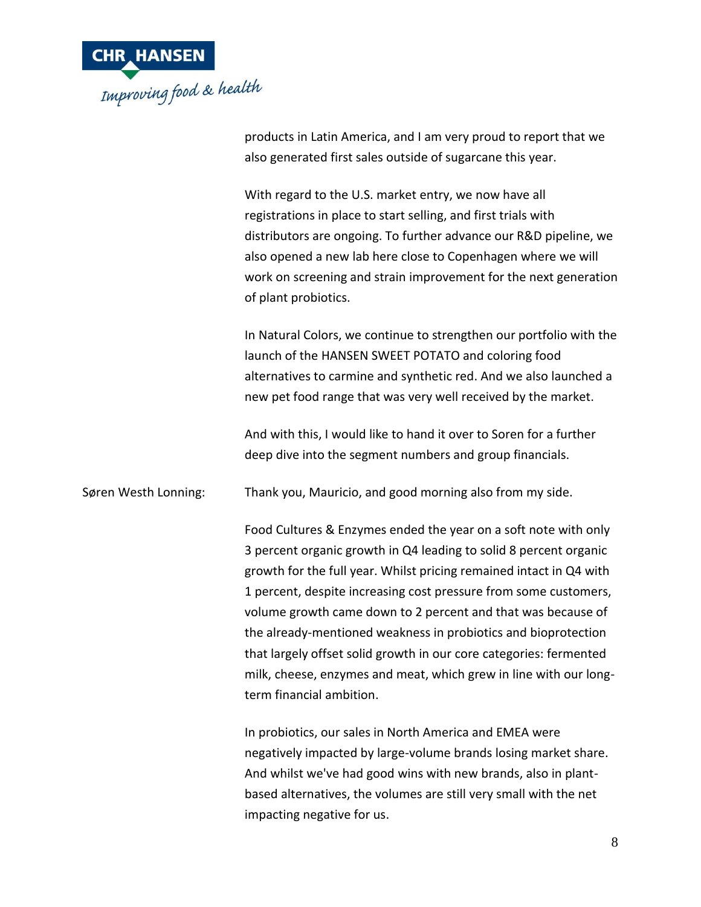products in Latin America, and I am very proud to report that we also generated first sales outside of sugarcane this year.

With regard to the U.S. market entry, we now have all registrations in place to start selling, and first trials with distributors are ongoing. To further advance our R&D pipeline, we also opened a new lab here close to Copenhagen where we will work on screening and strain improvement for the next generation of plant probiotics.

In Natural Colors, we continue to strengthen our portfolio with the launch of the HANSEN SWEET POTATO and coloring food alternatives to carmine and synthetic red. And we also launched a new pet food range that was very well received by the market.

And with this, I would like to hand it over to Soren for a further deep dive into the segment numbers and group financials.

Søren Westh Lonning: Thank you, Mauricio, and good morning also from my side.

Food Cultures & Enzymes ended the year on a soft note with only 3 percent organic growth in Q4 leading to solid 8 percent organic growth for the full year. Whilst pricing remained intact in Q4 with 1 percent, despite increasing cost pressure from some customers, volume growth came down to 2 percent and that was because of the already-mentioned weakness in probiotics and bioprotection that largely offset solid growth in our core categories: fermented milk, cheese, enzymes and meat, which grew in line with our long-term financial ambition.

In probiotics, our sales in North America and EMEA were negatively impacted by large-volume brands losing market share. And whilst we've had good wins with new brands, also in plant-based alternatives, the volumes are still very small with the net impacting negative for us.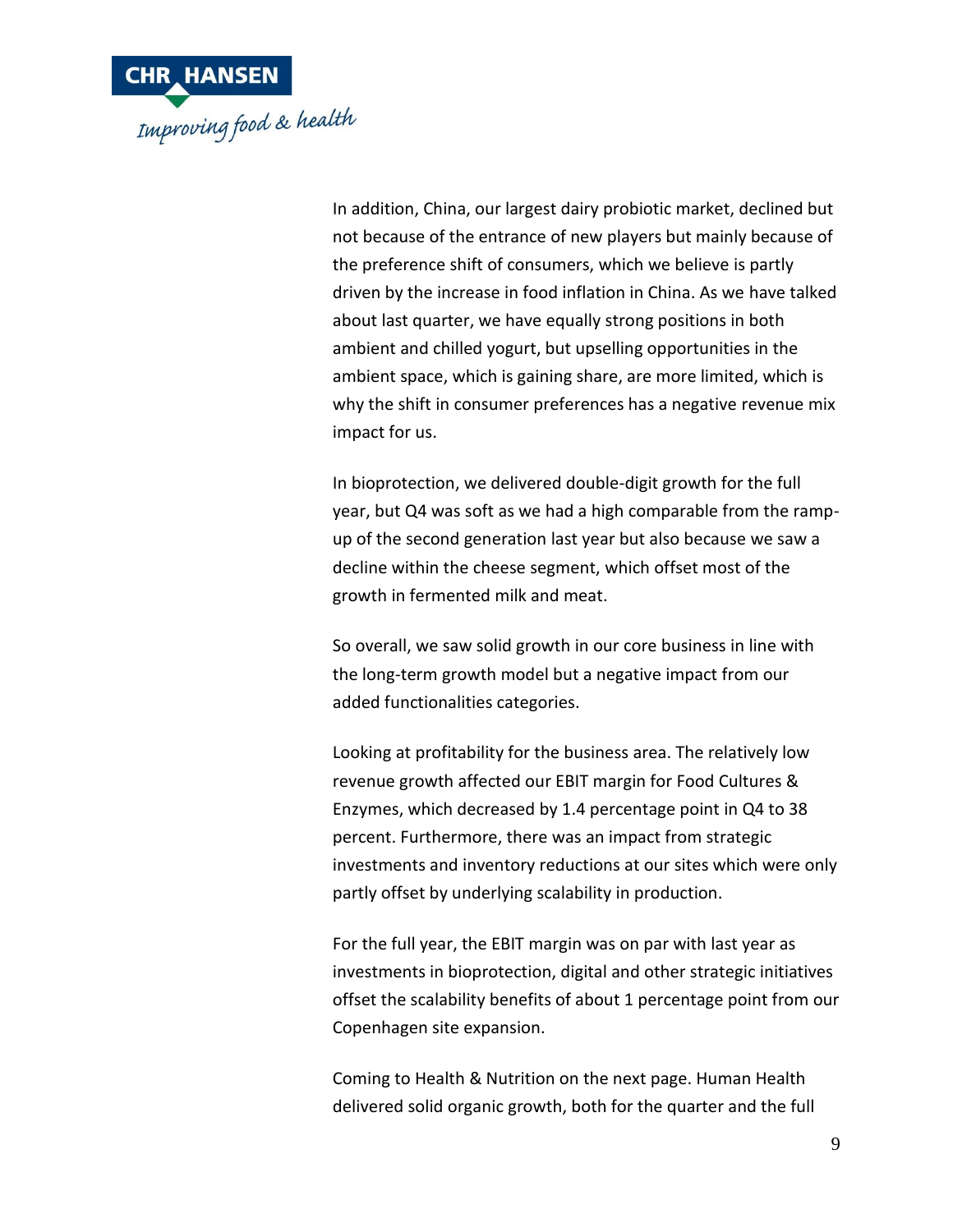In addition, China, our largest dairy probiotic market, declined but not because of the entrance of new players but mainly because of the preference shift of consumers, which we believe is partly driven by the increase in food inflation in China. As we have talked about last quarter, we have equally strong positions in both ambient and chilled yogurt, but upselling opportunities in the ambient space, which is gaining share, are more limited, which is why the shift in consumer preferences has a negative revenue mix impact for us.

In bioprotection, we delivered double-digit growth for the full year, but Q4 was soft as we had a high comparable from the ramp-up of the second generation last year but also because we saw a decline within the cheese segment, which offset most of the growth in fermented milk and meat.

So overall, we saw solid growth in our core business in line with the long-term growth model but a negative impact from our added functionalities categories.

Looking at profitability for the business area. The relatively low revenue growth affected our EBIT margin for Food Cultures & Enzymes, which decreased by 1.4 percentage point in Q4 to 38 percent. Furthermore, there was an impact from strategic investments and inventory reductions at our sites which were only partly offset by underlying scalability in production.

For the full year, the EBIT margin was on par with last year as investments in bioprotection, digital and other strategic initiatives offset the scalability benefits of about 1 percentage point from our Copenhagen site expansion.

Coming to Health & Nutrition on the next page. Human Health delivered solid organic growth, both for the quarter and the full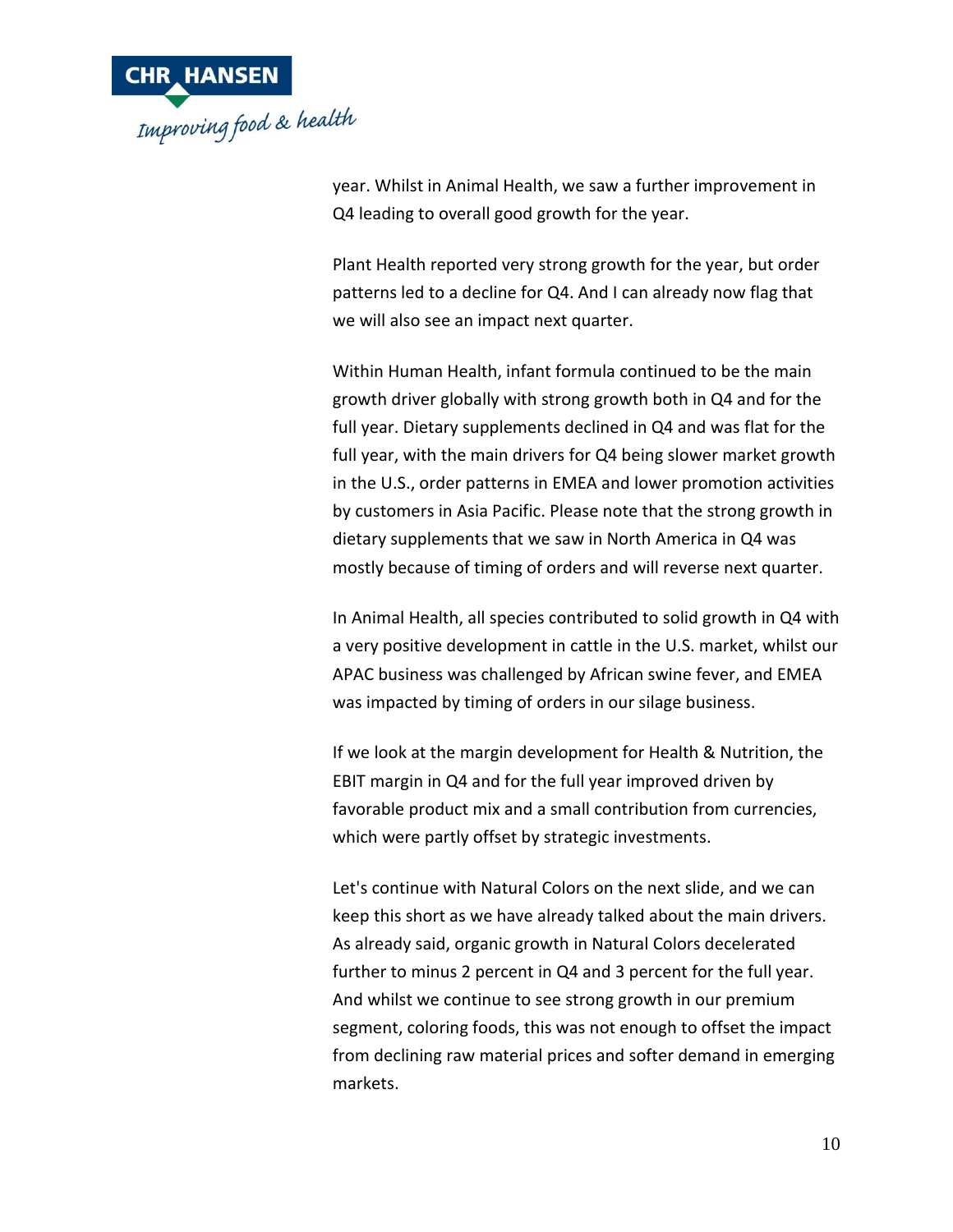year. Whilst in Animal Health, we saw a further improvement in Q4 leading to overall good growth for the year.

Plant Health reported very strong growth for the year, but order patterns led to a decline for Q4. And I can already now flag that we will also see an impact next quarter.

Within Human Health, infant formula continued to be the main growth driver globally with strong growth both in Q4 and for the full year. Dietary supplements declined in Q4 and was flat for the full year, with the main drivers for Q4 being slower market growth in the U.S., order patterns in EMEA and lower promotion activities by customers in Asia Pacific. Please note that the strong growth in dietary supplements that we saw in North America in Q4 was mostly because of timing of orders and will reverse next quarter.

In Animal Health, all species contributed to solid growth in Q4 with a very positive development in cattle in the U.S. market, whilst our APAC business was challenged by African swine fever, and EMEA was impacted by timing of orders in our silage business.

If we look at the margin development for Health & Nutrition, the EBIT margin in Q4 and for the full year improved driven by favorable product mix and a small contribution from currencies, which were partly offset by strategic investments.

Let's continue with Natural Colors on the next slide, and we can keep this short as we have already talked about the main drivers. As already said, organic growth in Natural Colors decelerated further to minus 2 percent in Q4 and 3 percent for the full year. And whilst we continue to see strong growth in our premium segment, coloring foods, this was not enough to offset the impact from declining raw material prices and softer demand in emerging markets.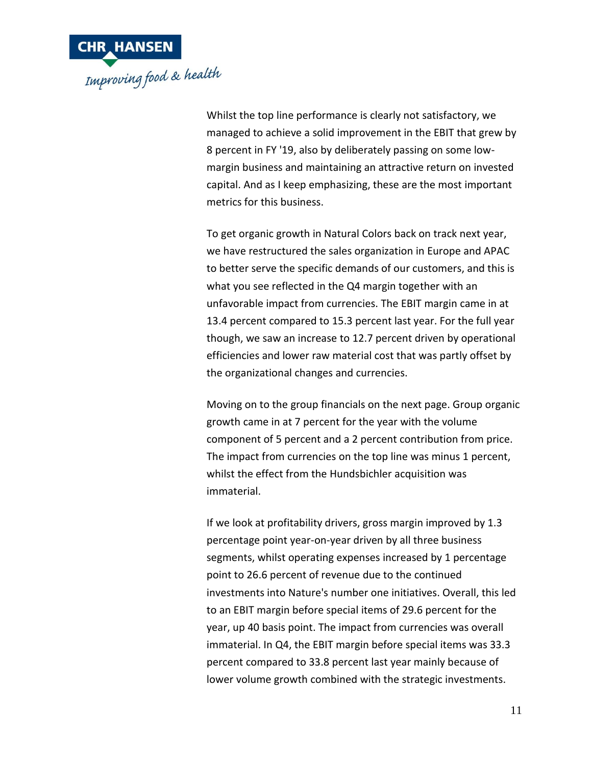Whilst the top line performance is clearly not satisfactory, we managed to achieve a solid improvement in the EBIT that grew by 8 percent in FY '19, also by deliberately passing on some low-margin business and maintaining an attractive return on invested capital. And as I keep emphasizing, these are the most important metrics for this business.

To get organic growth in Natural Colors back on track next year, we have restructured the sales organization in Europe and APAC to better serve the specific demands of our customers, and this is what you see reflected in the Q4 margin together with an unfavorable impact from currencies. The EBIT margin came in at 13.4 percent compared to 15.3 percent last year. For the full year though, we saw an increase to 12.7 percent driven by operational efficiencies and lower raw material cost that was partly offset by the organizational changes and currencies.

Moving on to the group financials on the next page. Group organic growth came in at 7 percent for the year with the volume component of 5 percent and a 2 percent contribution from price. The impact from currencies on the top line was minus 1 percent, whilst the effect from the Hundsbichler acquisition was immaterial.

If we look at profitability drivers, gross margin improved by 1.3 percentage point year-on-year driven by all three business segments, whilst operating expenses increased by 1 percentage point to 26.6 percent of revenue due to the continued investments into Nature's number one initiatives. Overall, this led to an EBIT margin before special items of 29.6 percent for the year, up 40 basis point. The impact from currencies was overall immaterial. In Q4, the EBIT margin before special items was 33.3 percent compared to 33.8 percent last year mainly because of lower volume growth combined with the strategic investments.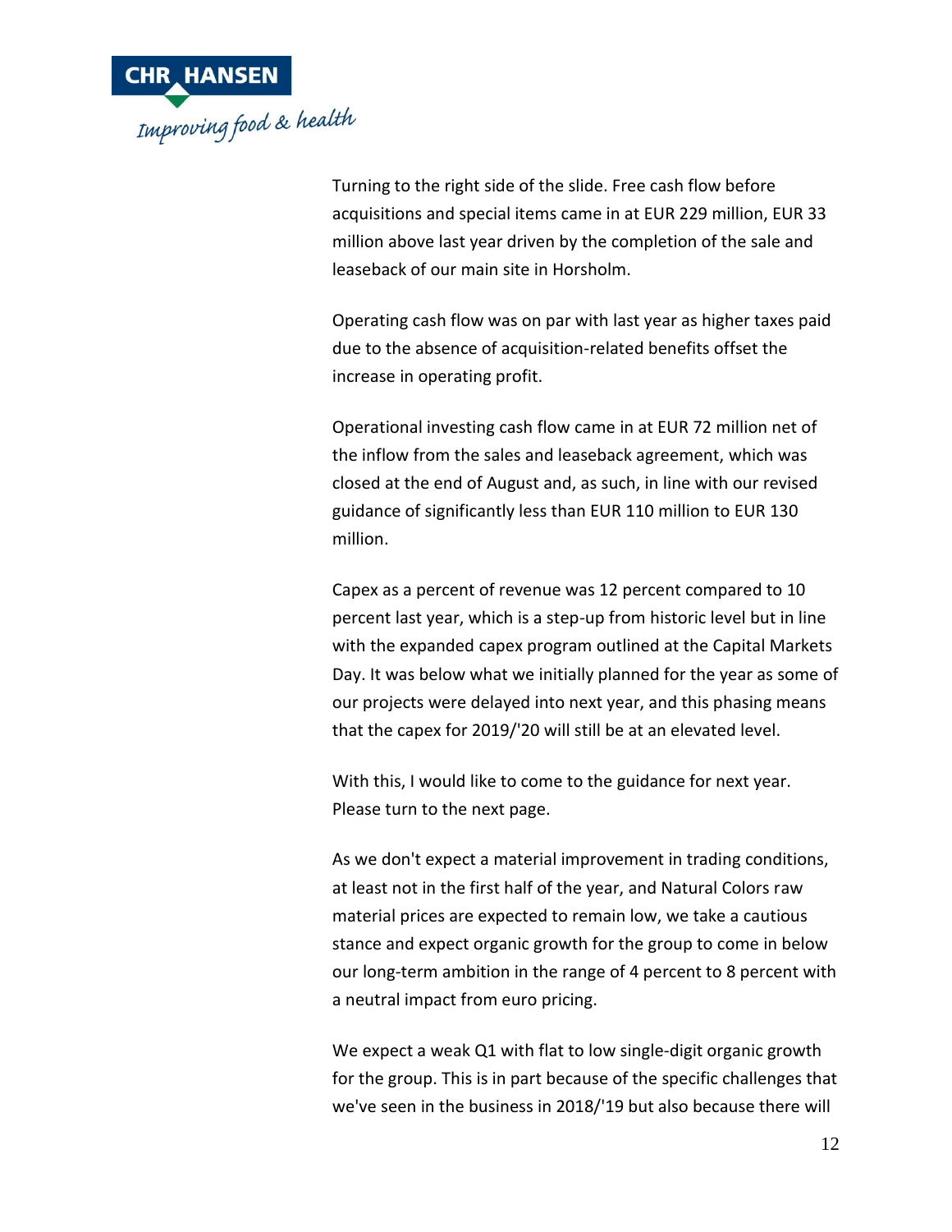Turning to the right side of the slide. Free cash flow before acquisitions and special items came in at EUR 229 million, EUR 33 million above last year driven by the completion of the sale and leaseback of our main site in Horsholm.

Operating cash flow was on par with last year as higher taxes paid due to the absence of acquisition-related benefits offset the increase in operating profit.

Operational investing cash flow came in at EUR 72 million net of the inflow from the sales and leaseback agreement, which was closed at the end of August and, as such, in line with our revised guidance of significantly less than EUR 110 million to EUR 130 million.

Capex as a percent of revenue was 12 percent compared to 10 percent last year, which is a step-up from historic level but in line with the expanded capex program outlined at the Capital Markets Day. It was below what we initially planned for the year as some of our projects were delayed into next year, and this phasing means that the capex for 2019/'20 will still be at an elevated level.

With this, I would like to come to the guidance for next year. Please turn to the next page.

As we don't expect a material improvement in trading conditions, at least not in the first half of the year, and Natural Colors raw material prices are expected to remain low, we take a cautious stance and expect organic growth for the group to come in below our long-term ambition in the range of 4 percent to 8 percent with a neutral impact from euro pricing.

We expect a weak Q1 with flat to low single-digit organic growth for the group. This is in part because of the specific challenges that we've seen in the business in 2018/'19 but also because there will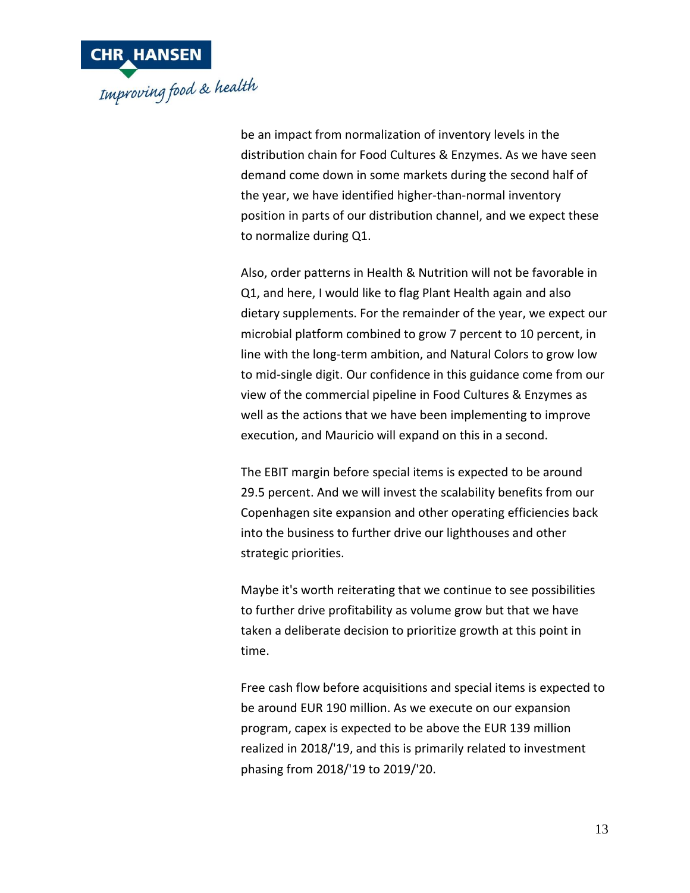be an impact from normalization of inventory levels in the distribution chain for Food Cultures & Enzymes. As we have seen demand come down in some markets during the second half of the year, we have identified higher-than-normal inventory position in parts of our distribution channel, and we expect these to normalize during Q1.

Also, order patterns in Health & Nutrition will not be favorable in Q1, and here, I would like to flag Plant Health again and also dietary supplements. For the remainder of the year, we expect our microbial platform combined to grow 7 percent to 10 percent, in line with the long-term ambition, and Natural Colors to grow low to mid-single digit. Our confidence in this guidance come from our view of the commercial pipeline in Food Cultures & Enzymes as well as the actions that we have been implementing to improve execution, and Mauricio will expand on this in a second.

The EBIT margin before special items is expected to be around 29.5 percent. And we will invest the scalability benefits from our Copenhagen site expansion and other operating efficiencies back into the business to further drive our lighthouses and other strategic priorities.

Maybe it's worth reiterating that we continue to see possibilities to further drive profitability as volume grow but that we have taken a deliberate decision to prioritize growth at this point in time.

Free cash flow before acquisitions and special items is expected to be around EUR 190 million. As we execute on our expansion program, capex is expected to be above the EUR 139 million realized in 2018/'19, and this is primarily related to investment phasing from 2018/'19 to 2019/'20.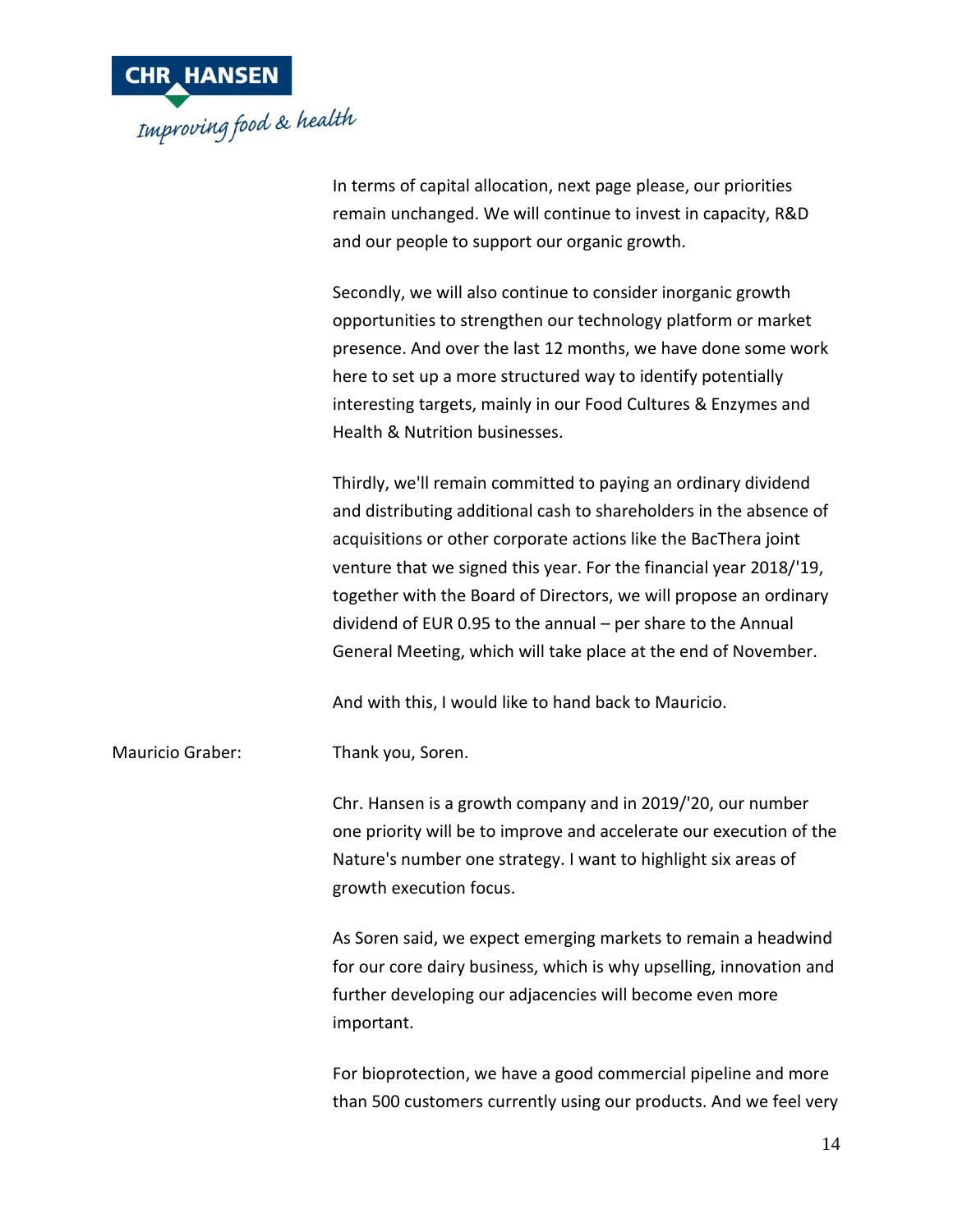In terms of capital allocation, next page please, our priorities remain unchanged. We will continue to invest in capacity, R&D and our people to support our organic growth.

Secondly, we will also continue to consider inorganic growth opportunities to strengthen our technology platform or market presence. And over the last 12 months, we have done some work here to set up a more structured way to identify potentially interesting targets, mainly in our Food Cultures & Enzymes and Health & Nutrition businesses.

Thirdly, we'll remain committed to paying an ordinary dividend and distributing additional cash to shareholders in the absence of acquisitions or other corporate actions like the BacThera joint venture that we signed this year. For the financial year 2018/'19, together with the Board of Directors, we will propose an ordinary dividend of EUR 0.95 to the annual – per share to the Annual General Meeting, which will take place at the end of November.

And with this, I would like to hand back to Mauricio.

Mauricio Graber: Thank you, Soren.

Chr. Hansen is a growth company and in 2019/'20, our number one priority will be to improve and accelerate our execution of the Nature's number one strategy. I want to highlight six areas of growth execution focus.

As Soren said, we expect emerging markets to remain a headwind for our core dairy business, which is why upselling, innovation and further developing our adjacencies will become even more important.

For bioprotection, we have a good commercial pipeline and more than 500 customers currently using our products. And we feel very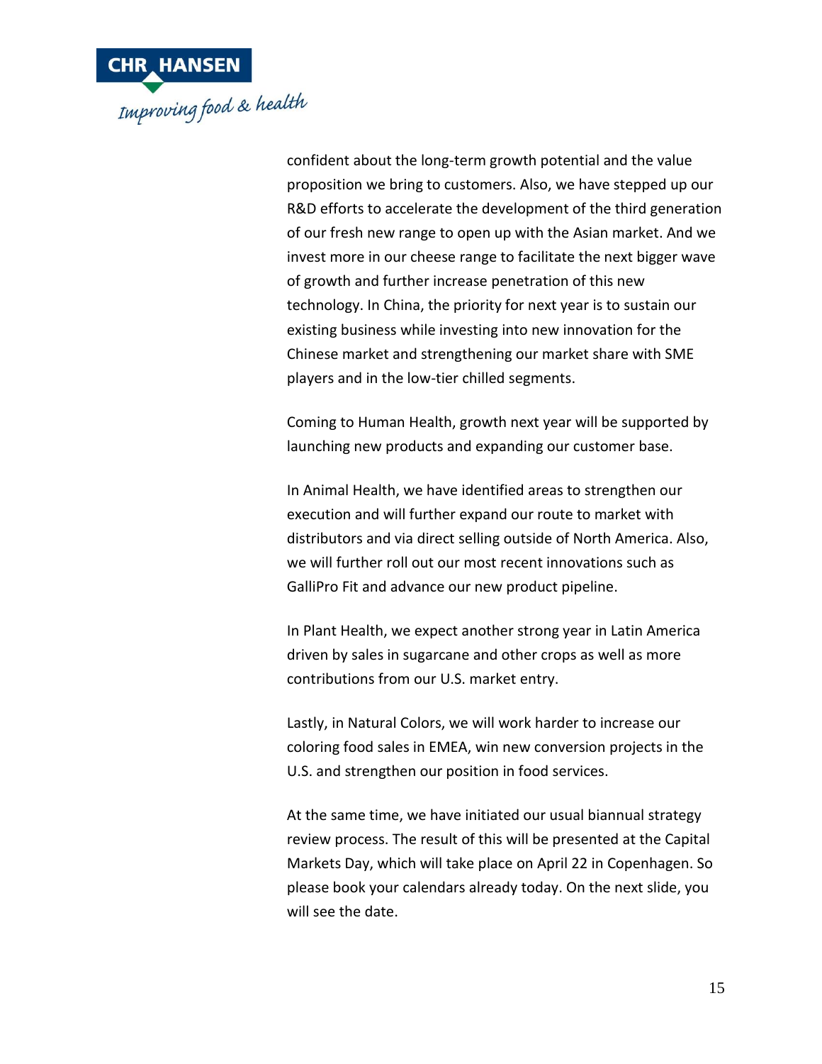confident about the long-term growth potential and the value proposition we bring to customers. Also, we have stepped up our R&D efforts to accelerate the development of the third generation of our fresh new range to open up with the Asian market. And we invest more in our cheese range to facilitate the next bigger wave of growth and further increase penetration of this new technology. In China, the priority for next year is to sustain our existing business while investing into new innovation for the Chinese market and strengthening our market share with SME players and in the low-tier chilled segments.

Coming to Human Health, growth next year will be supported by launching new products and expanding our customer base.

In Animal Health, we have identified areas to strengthen our execution and will further expand our route to market with distributors and via direct selling outside of North America. Also, we will further roll out our most recent innovations such as GalliPro Fit and advance our new product pipeline.

In Plant Health, we expect another strong year in Latin America driven by sales in sugarcane and other crops as well as more contributions from our U.S. market entry.

Lastly, in Natural Colors, we will work harder to increase our coloring food sales in EMEA, win new conversion projects in the U.S. and strengthen our position in food services.

At the same time, we have initiated our usual biannual strategy review process. The result of this will be presented at the Capital Markets Day, which will take place on April 22 in Copenhagen. So please book your calendars already today. On the next slide, you will see the date.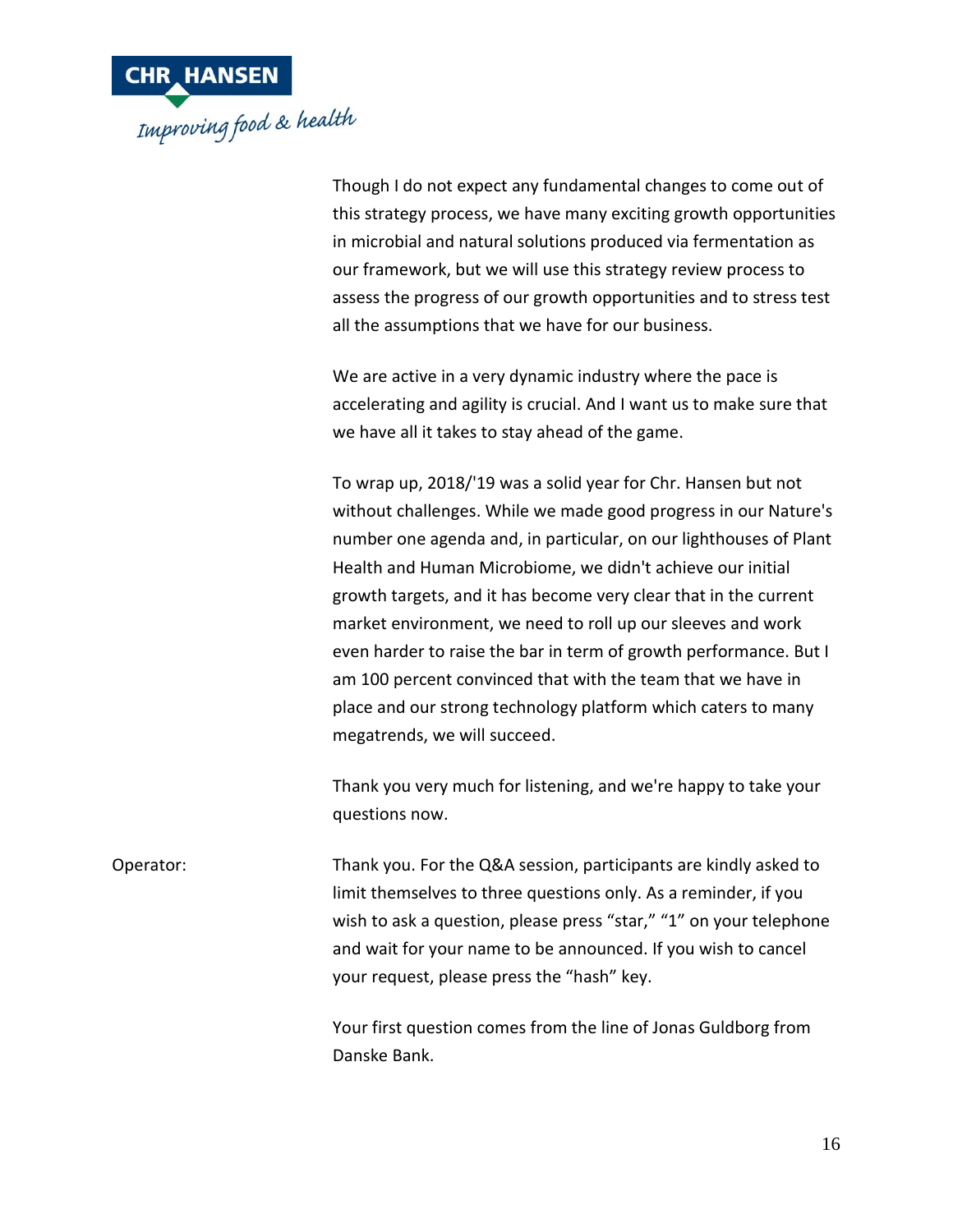Though I do not expect any fundamental changes to come out of this strategy process, we have many exciting growth opportunities in microbial and natural solutions produced via fermentation as our framework, but we will use this strategy review process to assess the progress of our growth opportunities and to stress test all the assumptions that we have for our business.

We are active in a very dynamic industry where the pace is accelerating and agility is crucial. And I want us to make sure that we have all it takes to stay ahead of the game.

To wrap up, 2018/'19 was a solid year for Chr. Hansen but not without challenges. While we made good progress in our Nature's number one agenda and, in particular, on our lighthouses of Plant Health and Human Microbiome, we didn't achieve our initial growth targets, and it has become very clear that in the current market environment, we need to roll up our sleeves and work even harder to raise the bar in term of growth performance. But I am 100 percent convinced that with the team that we have in place and our strong technology platform which caters to many megatrends, we will succeed.

Thank you very much for listening, and we're happy to take your questions now.

Operator: Thank you. For the Q&A session, participants are kindly asked to limit themselves to three questions only. As a reminder, if you wish to ask a question, please press "star," "1" on your telephone and wait for your name to be announced. If you wish to cancel your request, please press the "hash" key.

Your first question comes from the line of Jonas Guldborg from Danske Bank.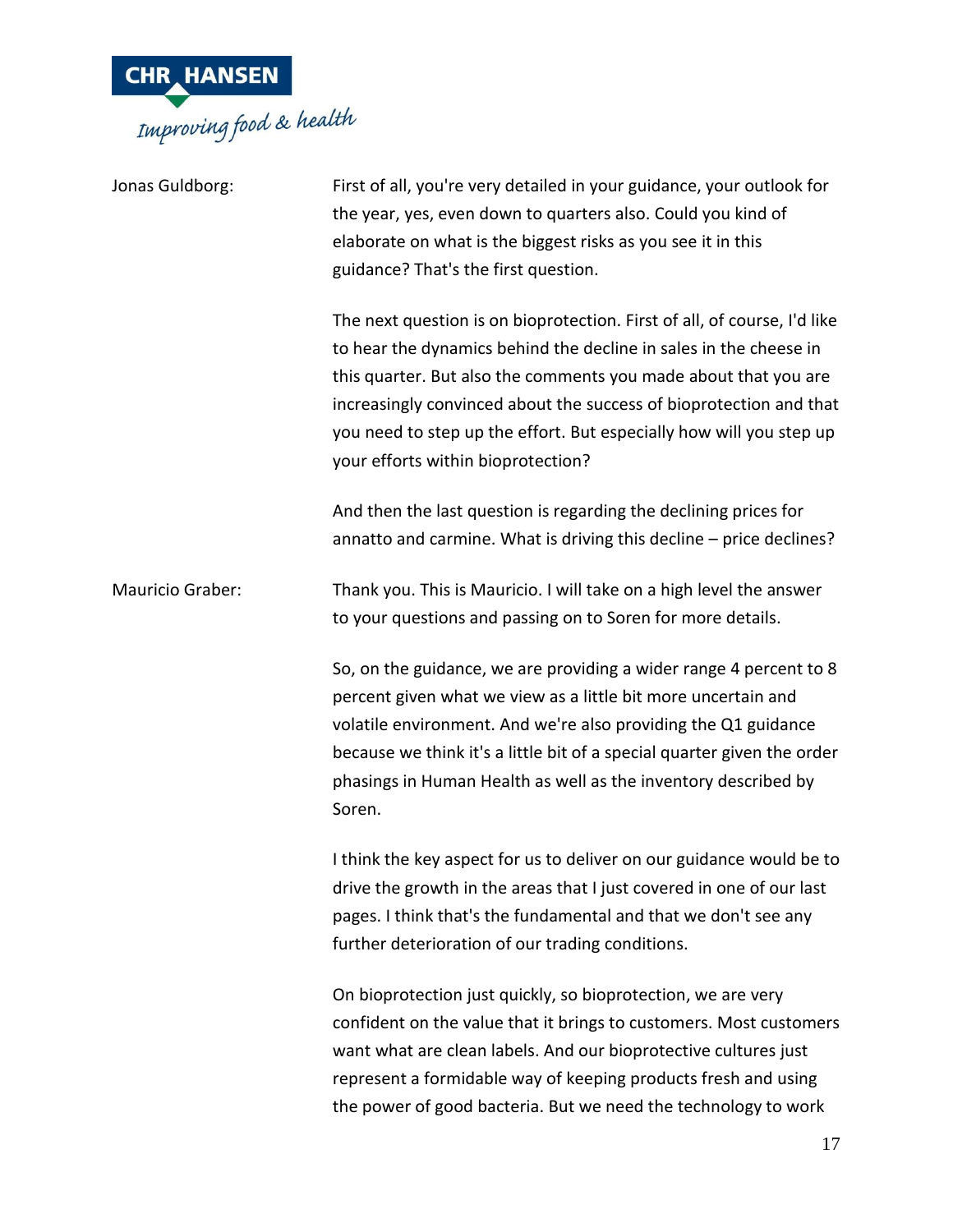Jonas Guldborg: First of all, you're very detailed in your guidance, your outlook for the year, yes, even down to quarters also. Could you kind of elaborate on what is the biggest risks as you see it in this guidance? That's the first question.

The next question is on bioprotection. First of all, of course, I'd like to hear the dynamics behind the decline in sales in the cheese in this quarter. But also the comments you made about that you are increasingly convinced about the success of bioprotection and that you need to step up the effort. But especially how will you step up your efforts within bioprotection?

And then the last question is regarding the declining prices for annatto and carmine. What is driving this decline – price declines?

Mauricio Graber: Thank you. This is Mauricio. I will take on a high level the answer to your questions and passing on to Soren for more details.

So, on the guidance, we are providing a wider range 4 percent to 8 percent given what we view as a little bit more uncertain and volatile environment. And we're also providing the Q1 guidance because we think it's a little bit of a special quarter given the order phasings in Human Health as well as the inventory described by Soren.

I think the key aspect for us to deliver on our guidance would be to drive the growth in the areas that I just covered in one of our last pages. I think that's the fundamental and that we don't see any further deterioration of our trading conditions.

On bioprotection just quickly, so bioprotection, we are very confident on the value that it brings to customers. Most customers want what are clean labels. And our bioprotective cultures just represent a formidable way of keeping products fresh and using the power of good bacteria. But we need the technology to work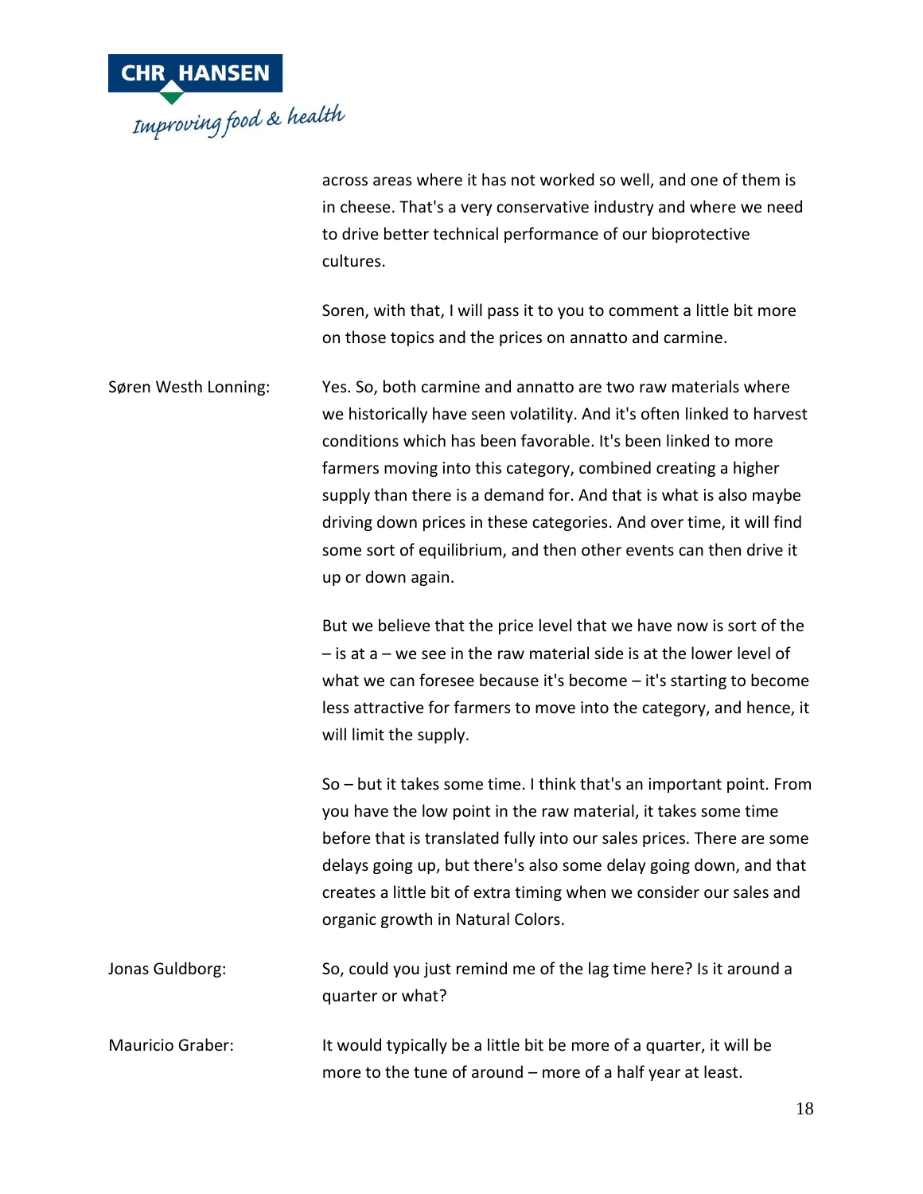across areas where it has not worked so well, and one of them is in cheese. That's a very conservative industry and where we need to drive better technical performance of our bioprotective cultures.

Soren, with that, I will pass it to you to comment a little bit more on those topics and the prices on annatto and carmine.

**Søren Westh Lonning:** Yes. So, both carmine and annatto are two raw materials where we historically have seen volatility. And it's often linked to harvest conditions which has been favorable. It's been linked to more farmers moving into this category, combined creating a higher supply than there is a demand for. And that is what is also maybe driving down prices in these categories. And over time, it will find some sort of equilibrium, and then other events can then drive it up or down again.

But we believe that the price level that we have now is sort of the – is at a – we see in the raw material side is at the lower level of what we can foresee because it's become – it's starting to become less attractive for farmers to move into the category, and hence, it will limit the supply.

So – but it takes some time. I think that's an important point. From you have the low point in the raw material, it takes some time before that is translated fully into our sales prices. There are some delays going up, but there's also some delay going down, and that creates a little bit of extra timing when we consider our sales and organic growth in Natural Colors.

**Jonas Guldborg:** So, could you just remind me of the lag time here? Is it around a quarter or what?

**Mauricio Graber:** It would typically be a little bit be more of a quarter, it will be more to the tune of around – more of a half year at least.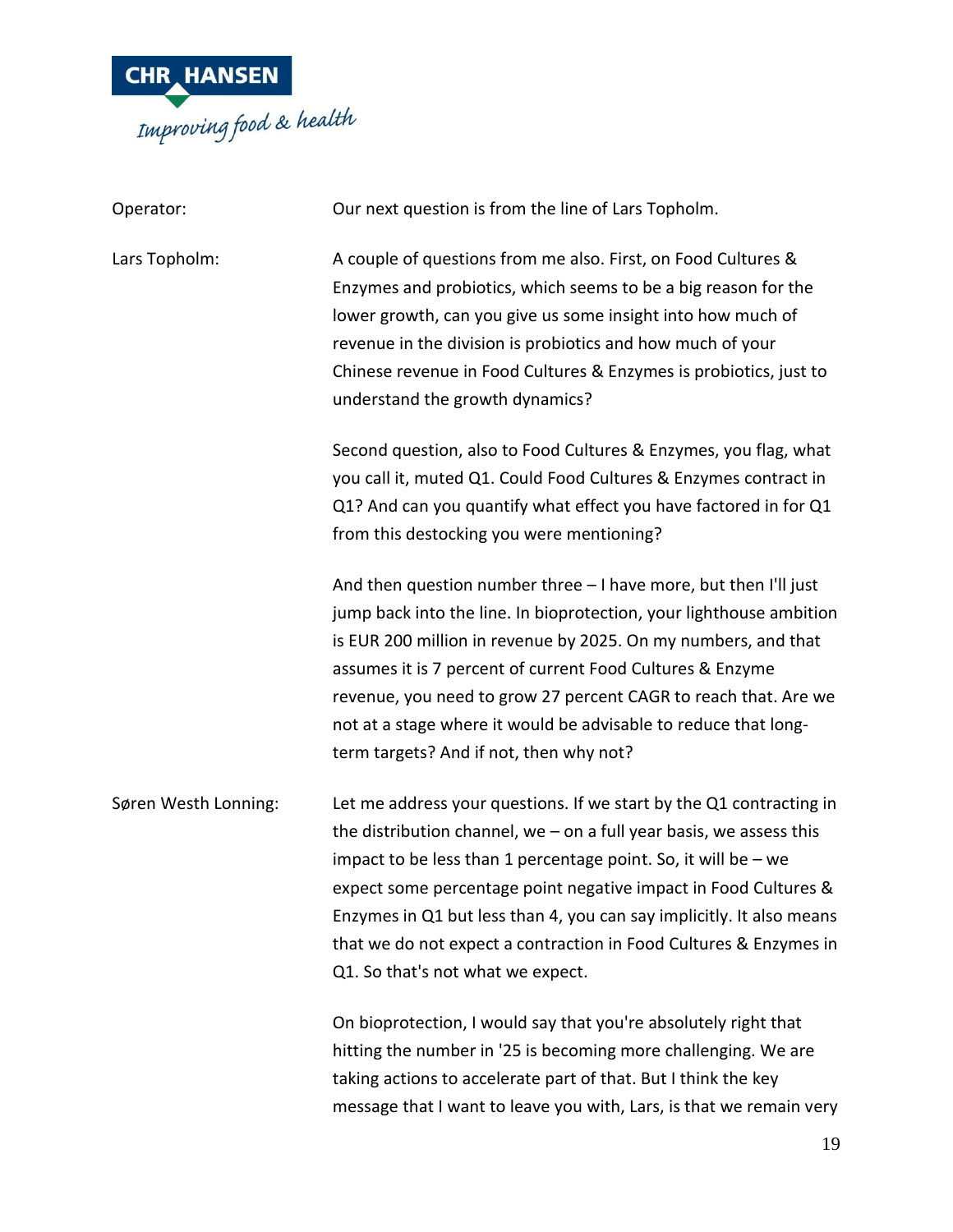Operator: Our next question is from the line of Lars Topholm.

Lars Topholm: A couple of questions from me also. First, on Food Cultures & Enzymes and probiotics, which seems to be a big reason for the lower growth, can you give us some insight into how much of revenue in the division is probiotics and how much of your Chinese revenue in Food Cultures & Enzymes is probiotics, just to understand the growth dynamics?

Second question, also to Food Cultures & Enzymes, you flag, what you call it, muted Q1. Could Food Cultures & Enzymes contract in Q1? And can you quantify what effect you have factored in for Q1 from this destocking you were mentioning?

And then question number three – I have more, but then I'll just jump back into the line. In bioprotection, your lighthouse ambition is EUR 200 million in revenue by 2025. On my numbers, and that assumes it is 7 percent of current Food Cultures & Enzyme revenue, you need to grow 27 percent CAGR to reach that. Are we not at a stage where it would be advisable to reduce that long-term targets? And if not, then why not?

Søren Westh Lonning: Let me address your questions. If we start by the Q1 contracting in the distribution channel, we – on a full year basis, we assess this impact to be less than 1 percentage point. So, it will be – we expect some percentage point negative impact in Food Cultures & Enzymes in Q1 but less than 4, you can say implicitly. It also means that we do not expect a contraction in Food Cultures & Enzymes in Q1. So that's not what we expect.

On bioprotection, I would say that you're absolutely right that hitting the number in '25 is becoming more challenging. We are taking actions to accelerate part of that. But I think the key message that I want to leave you with, Lars, is that we remain very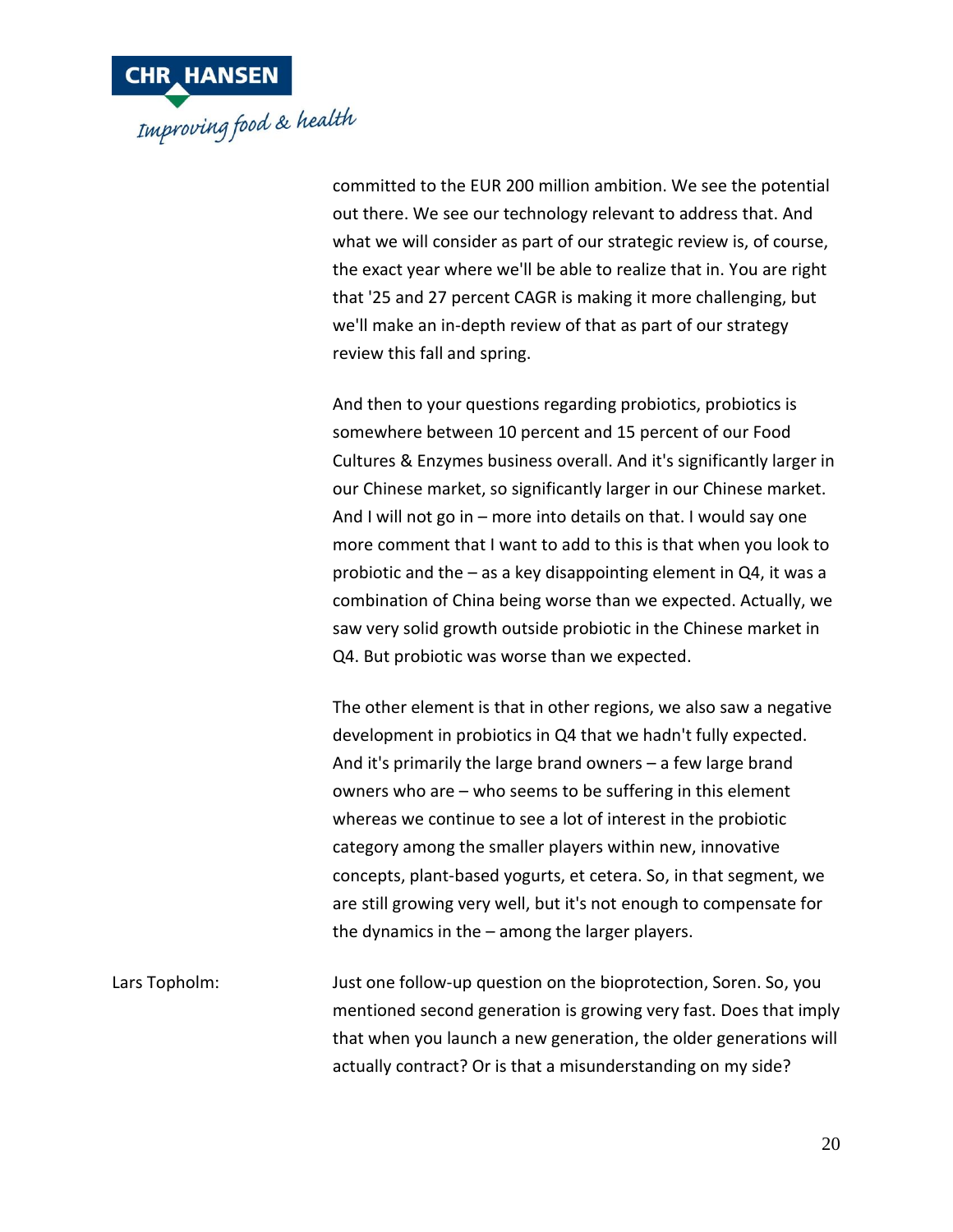committed to the EUR 200 million ambition. We see the potential out there. We see our technology relevant to address that. And what we will consider as part of our strategic review is, of course, the exact year where we'll be able to realize that in. You are right that '25 and 27 percent CAGR is making it more challenging, but we'll make an in-depth review of that as part of our strategy review this fall and spring.

And then to your questions regarding probiotics, probiotics is somewhere between 10 percent and 15 percent of our Food Cultures & Enzymes business overall. And it's significantly larger in our Chinese market, so significantly larger in our Chinese market. And I will not go in – more into details on that. I would say one more comment that I want to add to this is that when you look to probiotic and the – as a key disappointing element in Q4, it was a combination of China being worse than we expected. Actually, we saw very solid growth outside probiotic in the Chinese market in Q4. But probiotic was worse than we expected.

The other element is that in other regions, we also saw a negative development in probiotics in Q4 that we hadn't fully expected. And it's primarily the large brand owners – a few large brand owners who are – who seems to be suffering in this element whereas we continue to see a lot of interest in the probiotic category among the smaller players within new, innovative concepts, plant-based yogurts, et cetera. So, in that segment, we are still growing very well, but it's not enough to compensate for the dynamics in the – among the larger players.

Lars Topholm: Just one follow-up question on the bioprotection, Soren. So, you mentioned second generation is growing very fast. Does that imply that when you launch a new generation, the older generations will actually contract? Or is that a misunderstanding on my side?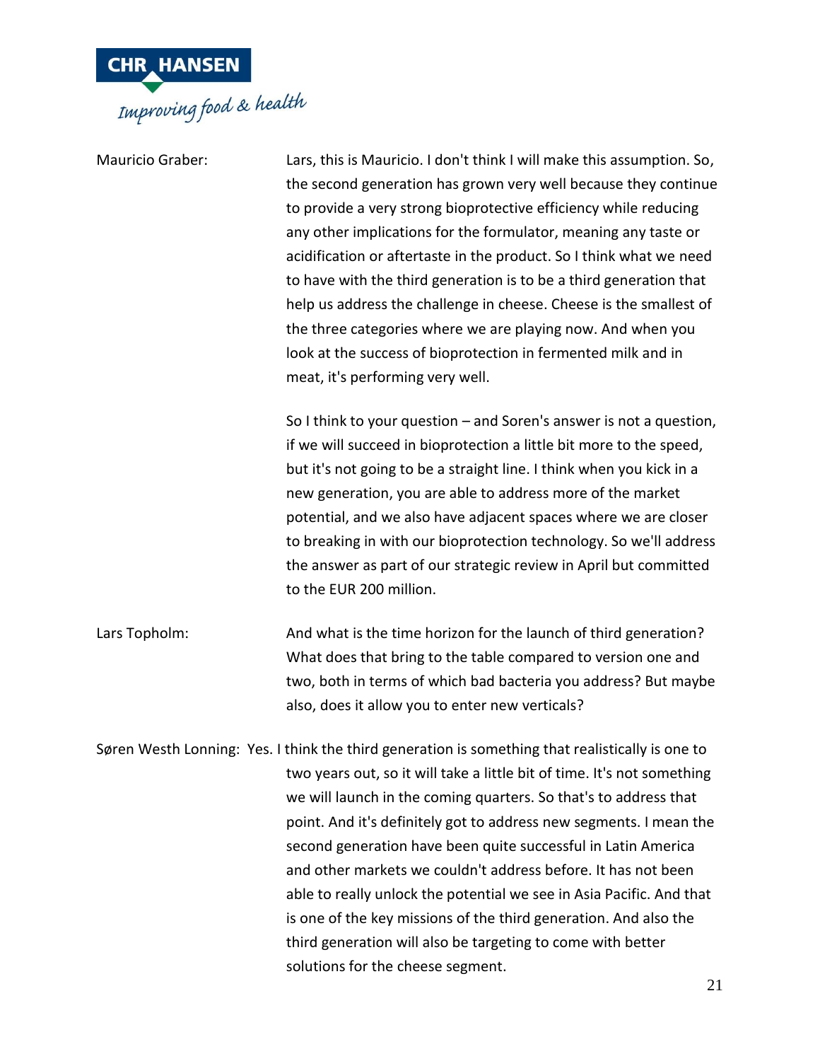Mauricio Graber: Lars, this is Mauricio. I don't think I will make this assumption. So, the second generation has grown very well because they continue to provide a very strong bioprotective efficiency while reducing any other implications for the formulator, meaning any taste or acidification or aftertaste in the product. So I think what we need to have with the third generation is to be a third generation that help us address the challenge in cheese. Cheese is the smallest of the three categories where we are playing now. And when you look at the success of bioprotection in fermented milk and in meat, it's performing very well.

So I think to your question – and Soren's answer is not a question, if we will succeed in bioprotection a little bit more to the speed, but it's not going to be a straight line. I think when you kick in a new generation, you are able to address more of the market potential, and we also have adjacent spaces where we are closer to breaking in with our bioprotection technology. So we'll address the answer as part of our strategic review in April but committed to the EUR 200 million.

Lars Topholm: And what is the time horizon for the launch of third generation? What does that bring to the table compared to version one and two, both in terms of which bad bacteria you address? But maybe also, does it allow you to enter new verticals?

Søren Westh Lonning: Yes. I think the third generation is something that realistically is one to two years out, so it will take a little bit of time. It's not something we will launch in the coming quarters. So that's to address that point. And it's definitely got to address new segments. I mean the second generation have been quite successful in Latin America and other markets we couldn't address before. It has not been able to really unlock the potential we see in Asia Pacific. And that is one of the key missions of the third generation. And also the third generation will also be targeting to come with better solutions for the cheese segment.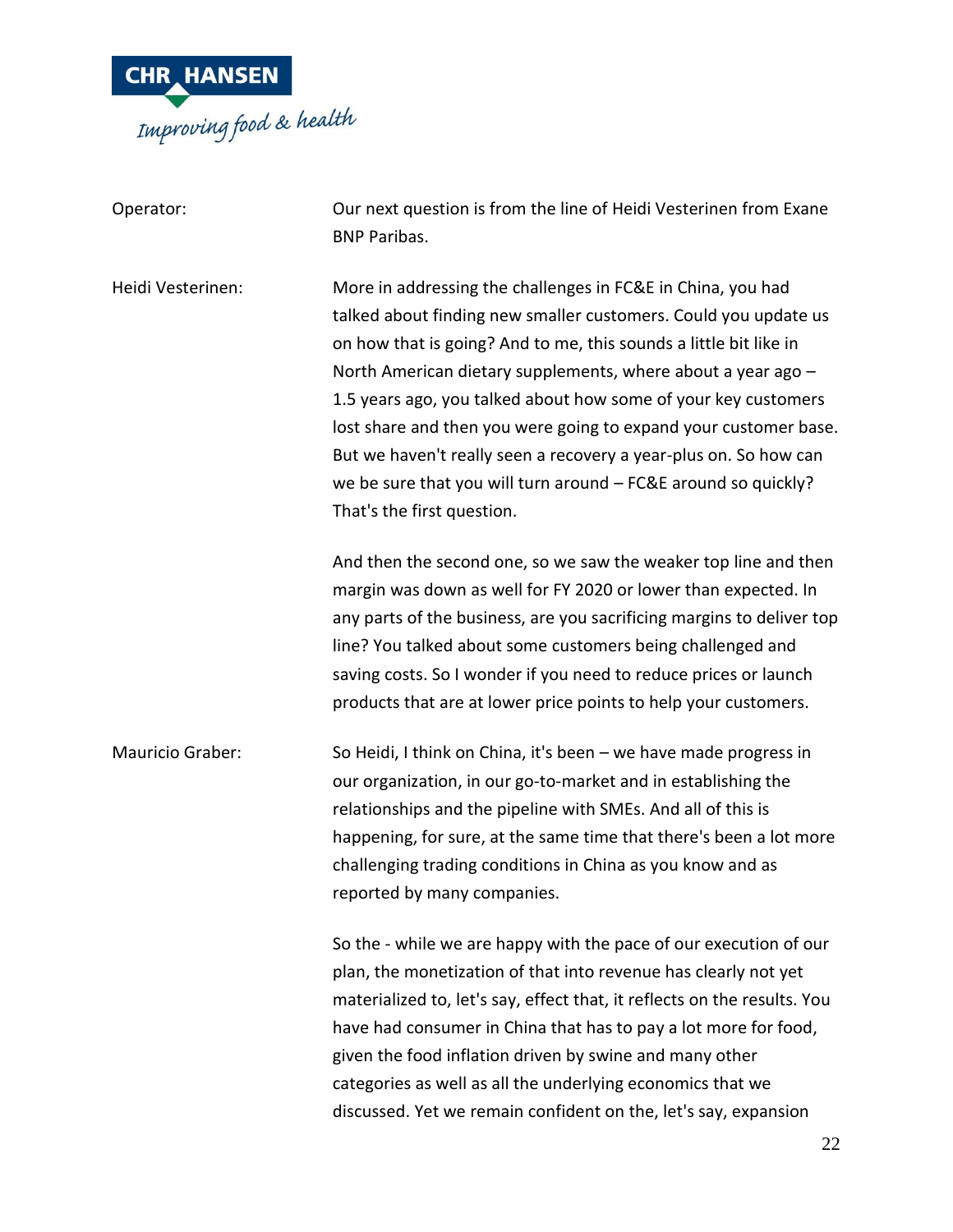Operator: Our next question is from the line of Heidi Vesterinen from Exane BNP Paribas.

Heidi Vesterinen: More in addressing the challenges in FC&E in China, you had talked about finding new smaller customers. Could you update us on how that is going? And to me, this sounds a little bit like in North American dietary supplements, where about a year ago – 1.5 years ago, you talked about how some of your key customers lost share and then you were going to expand your customer base. But we haven't really seen a recovery a year-plus on. So how can we be sure that you will turn around – FC&E around so quickly? That's the first question.

And then the second one, so we saw the weaker top line and then margin was down as well for FY 2020 or lower than expected. In any parts of the business, are you sacrificing margins to deliver top line? You talked about some customers being challenged and saving costs. So I wonder if you need to reduce prices or launch products that are at lower price points to help your customers.

Mauricio Graber: So Heidi, I think on China, it's been – we have made progress in our organization, in our go-to-market and in establishing the relationships and the pipeline with SMEs. And all of this is happening, for sure, at the same time that there's been a lot more challenging trading conditions in China as you know and as reported by many companies.

So the - while we are happy with the pace of our execution of our plan, the monetization of that into revenue has clearly not yet materialized to, let's say, effect that, it reflects on the results. You have had consumer in China that has to pay a lot more for food, given the food inflation driven by swine and many other categories as well as all the underlying economics that we discussed. Yet we remain confident on the, let's say, expansion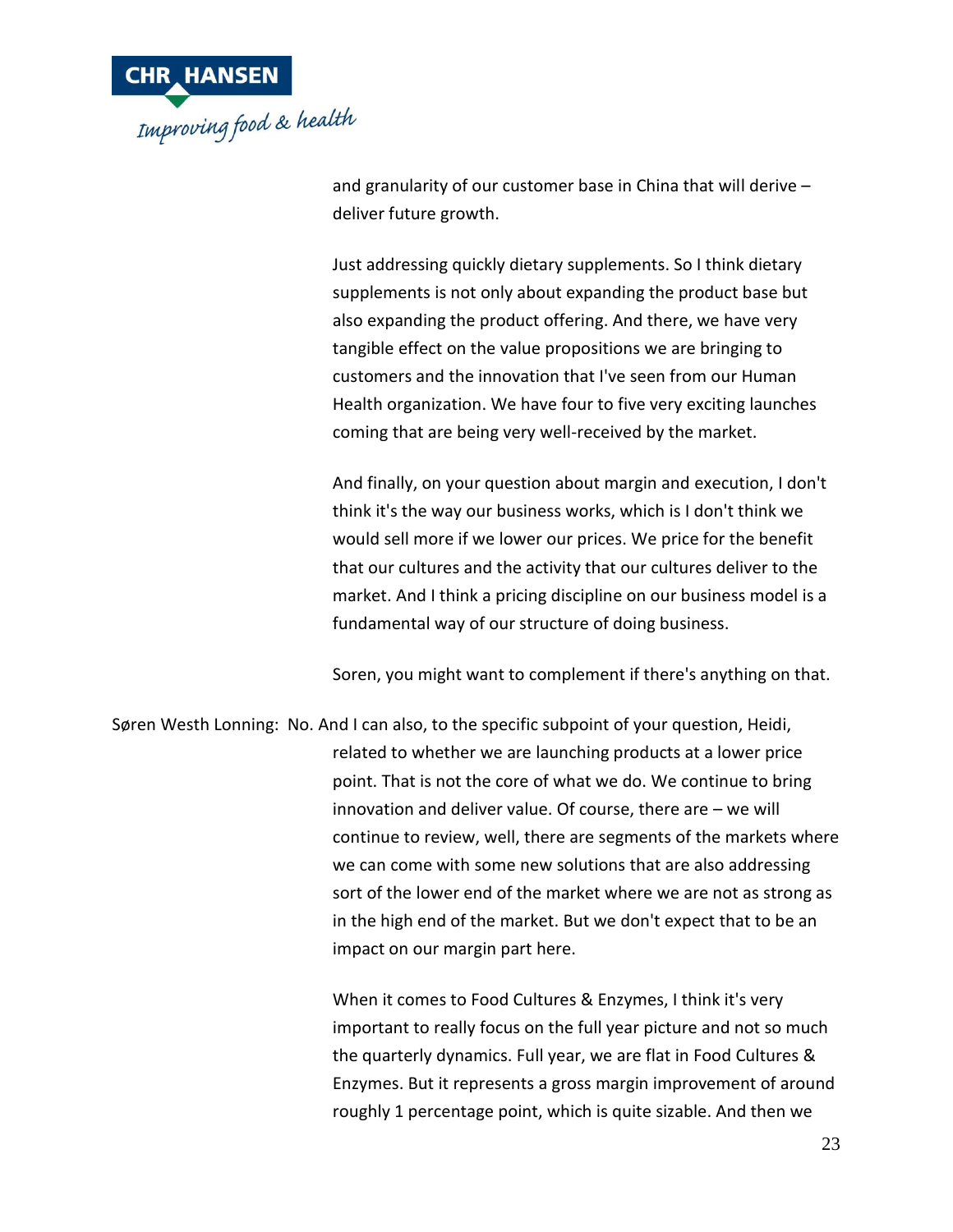and granularity of our customer base in China that will derive – deliver future growth.

Just addressing quickly dietary supplements. So I think dietary supplements is not only about expanding the product base but also expanding the product offering. And there, we have very tangible effect on the value propositions we are bringing to customers and the innovation that I've seen from our Human Health organization. We have four to five very exciting launches coming that are being very well-received by the market.

And finally, on your question about margin and execution, I don't think it's the way our business works, which is I don't think we would sell more if we lower our prices. We price for the benefit that our cultures and the activity that our cultures deliver to the market. And I think a pricing discipline on our business model is a fundamental way of our structure of doing business.

Soren, you might want to complement if there's anything on that.

Søren Westh Lonning: No. And I can also, to the specific subpoint of your question, Heidi, related to whether we are launching products at a lower price point. That is not the core of what we do. We continue to bring innovation and deliver value. Of course, there are – we will continue to review, well, there are segments of the markets where we can come with some new solutions that are also addressing sort of the lower end of the market where we are not as strong as in the high end of the market. But we don't expect that to be an impact on our margin part here.

When it comes to Food Cultures & Enzymes, I think it's very important to really focus on the full year picture and not so much the quarterly dynamics. Full year, we are flat in Food Cultures & Enzymes. But it represents a gross margin improvement of around roughly 1 percentage point, which is quite sizable. And then we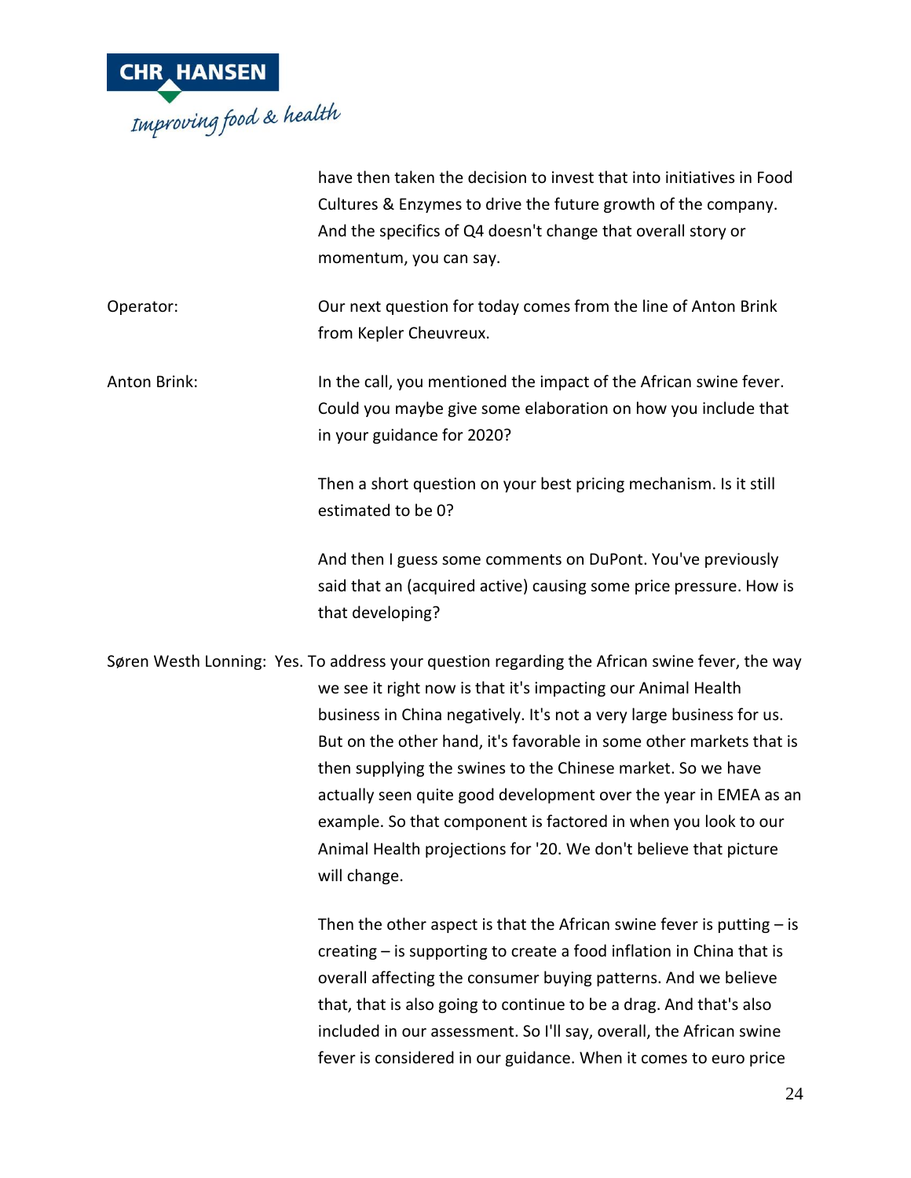have then taken the decision to invest that into initiatives in Food Cultures & Enzymes to drive the future growth of the company. And the specifics of Q4 doesn't change that overall story or momentum, you can say.

Operator: Our next question for today comes from the line of Anton Brink from Kepler Cheuvreux.

Anton Brink: In the call, you mentioned the impact of the African swine fever. Could you maybe give some elaboration on how you include that in your guidance for 2020?

Then a short question on your best pricing mechanism. Is it still estimated to be 0?

And then I guess some comments on DuPont. You've previously said that an (acquired active) causing some price pressure. How is that developing?

Søren Westh Lonning: Yes. To address your question regarding the African swine fever, the way we see it right now is that it's impacting our Animal Health business in China negatively. It's not a very large business for us. But on the other hand, it's favorable in some other markets that is then supplying the swines to the Chinese market. So we have actually seen quite good development over the year in EMEA as an example. So that component is factored in when you look to our Animal Health projections for '20. We don't believe that picture will change.

Then the other aspect is that the African swine fever is putting – is creating – is supporting to create a food inflation in China that is overall affecting the consumer buying patterns. And we believe that, that is also going to continue to be a drag. And that's also included in our assessment. So I'll say, overall, the African swine fever is considered in our guidance. When it comes to euro price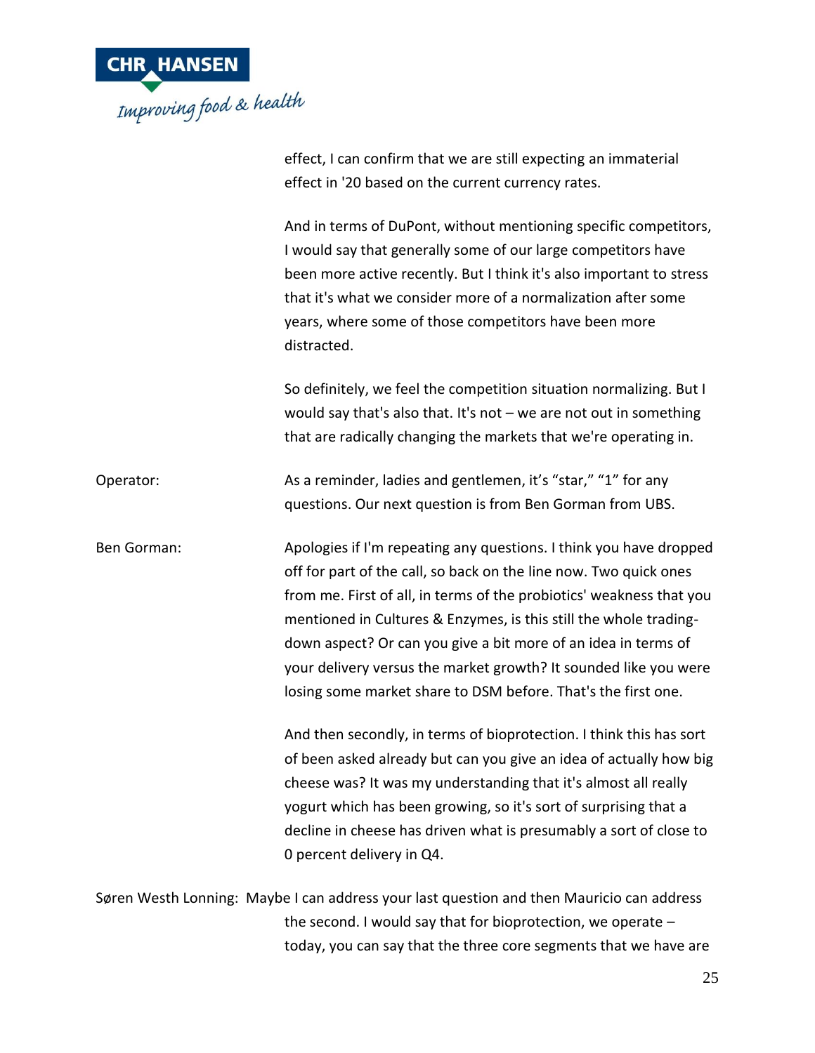effect, I can confirm that we are still expecting an immaterial effect in '20 based on the current currency rates.

And in terms of DuPont, without mentioning specific competitors, I would say that generally some of our large competitors have been more active recently. But I think it's also important to stress that it's what we consider more of a normalization after some years, where some of those competitors have been more distracted.

So definitely, we feel the competition situation normalizing. But I would say that's also that. It's not – we are not out in something that are radically changing the markets that we're operating in.

Operator: As a reminder, ladies and gentlemen, it's "star," "1" for any questions. Our next question is from Ben Gorman from UBS.

Ben Gorman: Apologies if I'm repeating any questions. I think you have dropped off for part of the call, so back on the line now. Two quick ones from me. First of all, in terms of the probiotics' weakness that you mentioned in Cultures & Enzymes, is this still the whole trading-down aspect? Or can you give a bit more of an idea in terms of your delivery versus the market growth? It sounded like you were losing some market share to DSM before. That's the first one.

And then secondly, in terms of bioprotection. I think this has sort of been asked already but can you give an idea of actually how big cheese was? It was my understanding that it's almost all really yogurt which has been growing, so it's sort of surprising that a decline in cheese has driven what is presumably a sort of close to 0 percent delivery in Q4.

Søren Westh Lonning: Maybe I can address your last question and then Mauricio can address the second. I would say that for bioprotection, we operate – today, you can say that the three core segments that we have are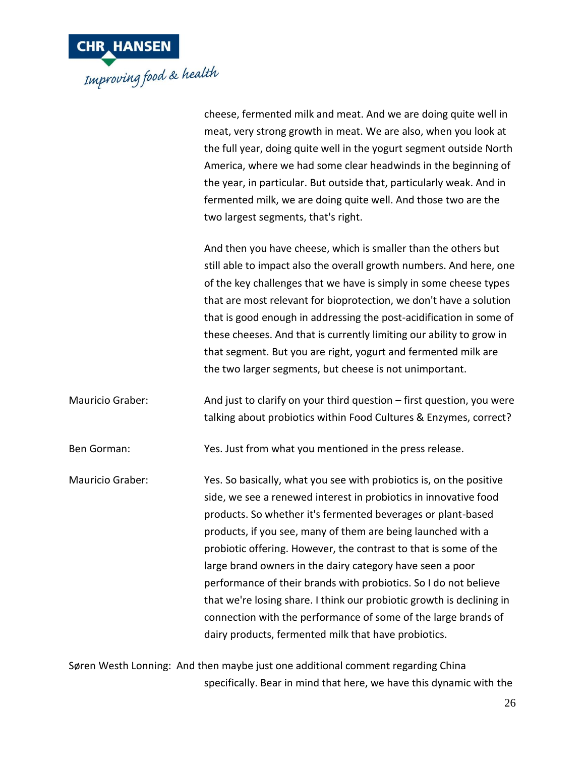cheese, fermented milk and meat. And we are doing quite well in meat, very strong growth in meat. We are also, when you look at the full year, doing quite well in the yogurt segment outside North America, where we had some clear headwinds in the beginning of the year, in particular. But outside that, particularly weak. And in fermented milk, we are doing quite well. And those two are the two largest segments, that's right.

And then you have cheese, which is smaller than the others but still able to impact also the overall growth numbers. And here, one of the key challenges that we have is simply in some cheese types that are most relevant for bioprotection, we don't have a solution that is good enough in addressing the post-acidification in some of these cheeses. And that is currently limiting our ability to grow in that segment. But you are right, yogurt and fermented milk are the two larger segments, but cheese is not unimportant.

Mauricio Graber: And just to clarify on your third question – first question, you were talking about probiotics within Food Cultures & Enzymes, correct?

Ben Gorman: Yes. Just from what you mentioned in the press release.

Mauricio Graber: Yes. So basically, what you see with probiotics is, on the positive side, we see a renewed interest in probiotics in innovative food products. So whether it's fermented beverages or plant-based products, if you see, many of them are being launched with a probiotic offering. However, the contrast to that is some of the large brand owners in the dairy category have seen a poor performance of their brands with probiotics. So I do not believe that we're losing share. I think our probiotic growth is declining in connection with the performance of some of the large brands of dairy products, fermented milk that have probiotics.

Søren Westh Lonning: And then maybe just one additional comment regarding China specifically. Bear in mind that here, we have this dynamic with the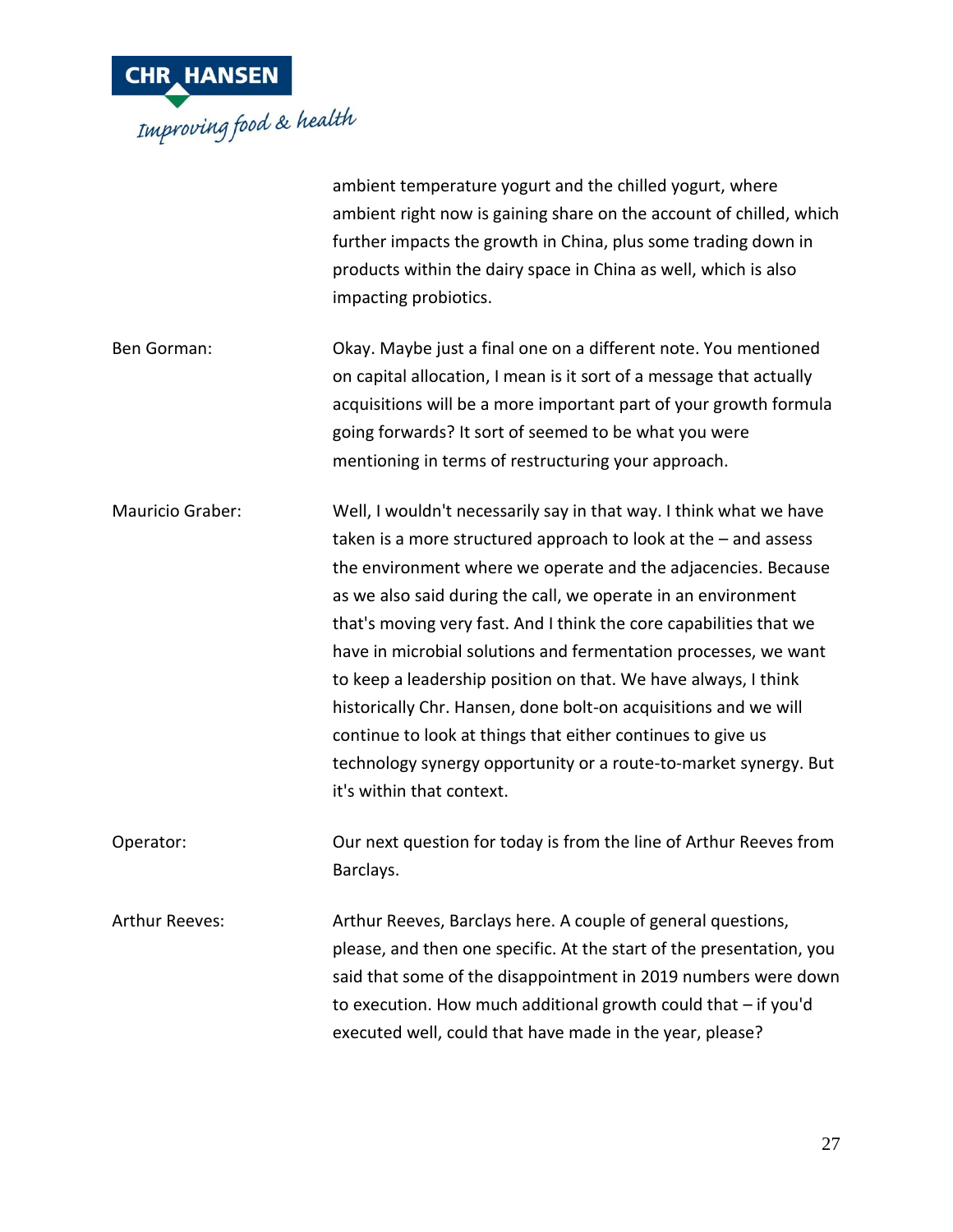ambient temperature yogurt and the chilled yogurt, where ambient right now is gaining share on the account of chilled, which further impacts the growth in China, plus some trading down in products within the dairy space in China as well, which is also impacting probiotics.

Ben Gorman: Okay. Maybe just a final one on a different note. You mentioned on capital allocation, I mean is it sort of a message that actually acquisitions will be a more important part of your growth formula going forwards? It sort of seemed to be what you were mentioning in terms of restructuring your approach.

Mauricio Graber: Well, I wouldn't necessarily say in that way. I think what we have taken is a more structured approach to look at the – and assess the environment where we operate and the adjacencies. Because as we also said during the call, we operate in an environment that's moving very fast. And I think the core capabilities that we have in microbial solutions and fermentation processes, we want to keep a leadership position on that. We have always, I think historically Chr. Hansen, done bolt-on acquisitions and we will continue to look at things that either continues to give us technology synergy opportunity or a route-to-market synergy. But it's within that context.

Operator: Our next question for today is from the line of Arthur Reeves from Barclays.

Arthur Reeves: Arthur Reeves, Barclays here. A couple of general questions, please, and then one specific. At the start of the presentation, you said that some of the disappointment in 2019 numbers were down to execution. How much additional growth could that – if you'd executed well, could that have made in the year, please?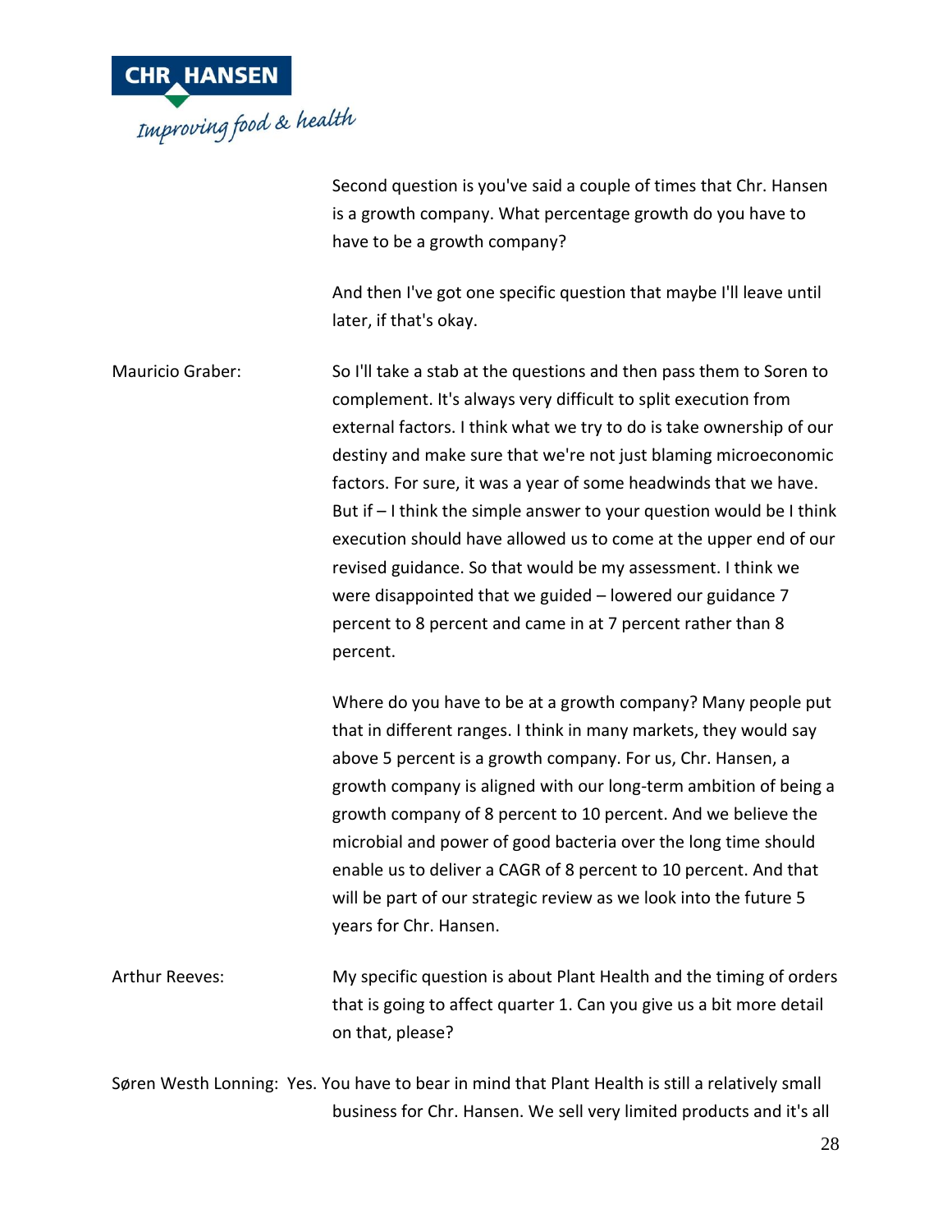Second question is you've said a couple of times that Chr. Hansen is a growth company. What percentage growth do you have to have to be a growth company?

And then I've got one specific question that maybe I'll leave until later, if that's okay.

Mauricio Graber: So I'll take a stab at the questions and then pass them to Soren to complement. It's always very difficult to split execution from external factors. I think what we try to do is take ownership of our destiny and make sure that we're not just blaming microeconomic factors. For sure, it was a year of some headwinds that we have. But if – I think the simple answer to your question would be I think execution should have allowed us to come at the upper end of our revised guidance. So that would be my assessment. I think we were disappointed that we guided – lowered our guidance 7 percent to 8 percent and came in at 7 percent rather than 8 percent.

Where do you have to be at a growth company? Many people put that in different ranges. I think in many markets, they would say above 5 percent is a growth company. For us, Chr. Hansen, a growth company is aligned with our long-term ambition of being a growth company of 8 percent to 10 percent. And we believe the microbial and power of good bacteria over the long time should enable us to deliver a CAGR of 8 percent to 10 percent. And that will be part of our strategic review as we look into the future 5 years for Chr. Hansen.

Arthur Reeves: My specific question is about Plant Health and the timing of orders that is going to affect quarter 1. Can you give us a bit more detail on that, please?

Søren Westh Lonning: Yes. You have to bear in mind that Plant Health is still a relatively small business for Chr. Hansen. We sell very limited products and it's all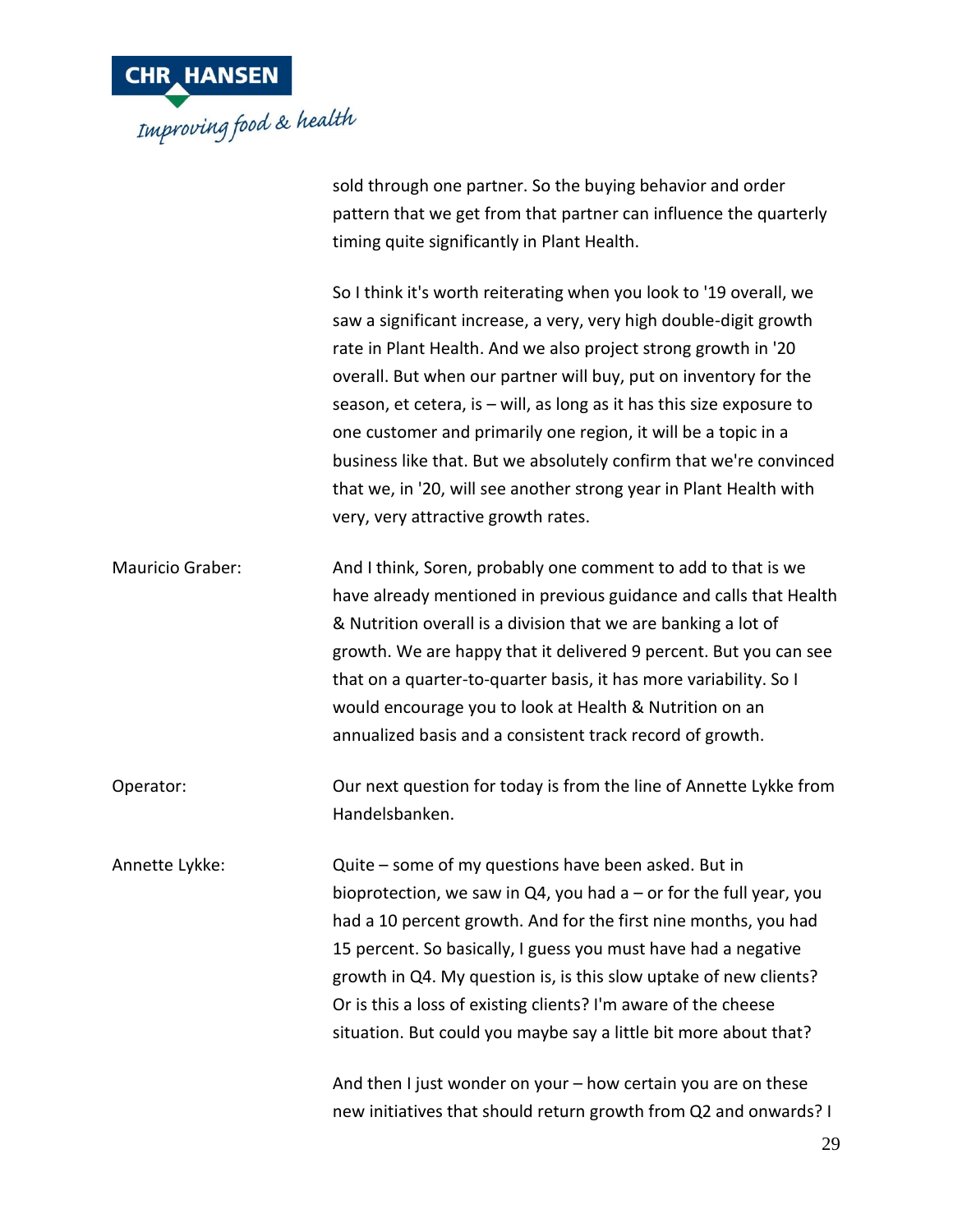sold through one partner. So the buying behavior and order pattern that we get from that partner can influence the quarterly timing quite significantly in Plant Health.

So I think it's worth reiterating when you look to '19 overall, we saw a significant increase, a very, very high double-digit growth rate in Plant Health. And we also project strong growth in '20 overall. But when our partner will buy, put on inventory for the season, et cetera, is – will, as long as it has this size exposure to one customer and primarily one region, it will be a topic in a business like that. But we absolutely confirm that we're convinced that we, in '20, will see another strong year in Plant Health with very, very attractive growth rates.

Mauricio Graber: And I think, Soren, probably one comment to add to that is we have already mentioned in previous guidance and calls that Health & Nutrition overall is a division that we are banking a lot of growth. We are happy that it delivered 9 percent. But you can see that on a quarter-to-quarter basis, it has more variability. So I would encourage you to look at Health & Nutrition on an annualized basis and a consistent track record of growth.

Operator: Our next question for today is from the line of Annette Lykke from Handelsbanken.

Annette Lykke: Quite – some of my questions have been asked. But in bioprotection, we saw in Q4, you had a – or for the full year, you had a 10 percent growth. And for the first nine months, you had 15 percent. So basically, I guess you must have had a negative growth in Q4. My question is, is this slow uptake of new clients? Or is this a loss of existing clients? I'm aware of the cheese situation. But could you maybe say a little bit more about that?

And then I just wonder on your – how certain you are on these new initiatives that should return growth from Q2 and onwards? I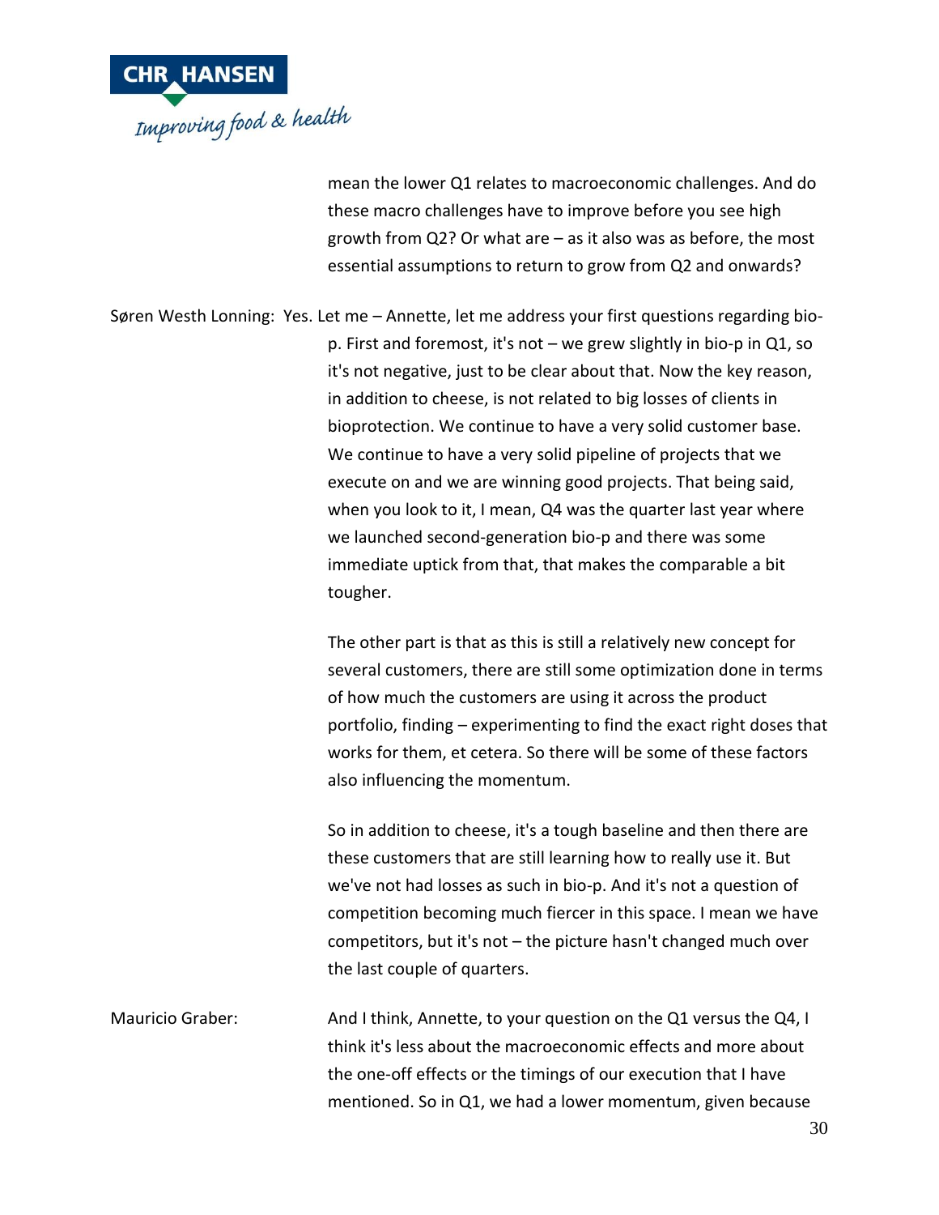mean the lower Q1 relates to macroeconomic challenges. And do these macro challenges have to improve before you see high growth from Q2? Or what are – as it also was as before, the most essential assumptions to return to grow from Q2 and onwards?

Søren Westh Lonning: Yes. Let me – Annette, let me address your first questions regarding bio-p. First and foremost, it's not – we grew slightly in bio-p in Q1, so it's not negative, just to be clear about that. Now the key reason, in addition to cheese, is not related to big losses of clients in bioprotection. We continue to have a very solid customer base. We continue to have a very solid pipeline of projects that we execute on and we are winning good projects. That being said, when you look to it, I mean, Q4 was the quarter last year where we launched second-generation bio-p and there was some immediate uptick from that, that makes the comparable a bit tougher.

The other part is that as this is still a relatively new concept for several customers, there are still some optimization done in terms of how much the customers are using it across the product portfolio, finding – experimenting to find the exact right doses that works for them, et cetera. So there will be some of these factors also influencing the momentum.

So in addition to cheese, it's a tough baseline and then there are these customers that are still learning how to really use it. But we've not had losses as such in bio-p. And it's not a question of competition becoming much fiercer in this space. I mean we have competitors, but it's not – the picture hasn't changed much over the last couple of quarters.

Mauricio Graber: And I think, Annette, to your question on the Q1 versus the Q4, I think it's less about the macroeconomic effects and more about the one-off effects or the timings of our execution that I have mentioned. So in Q1, we had a lower momentum, given because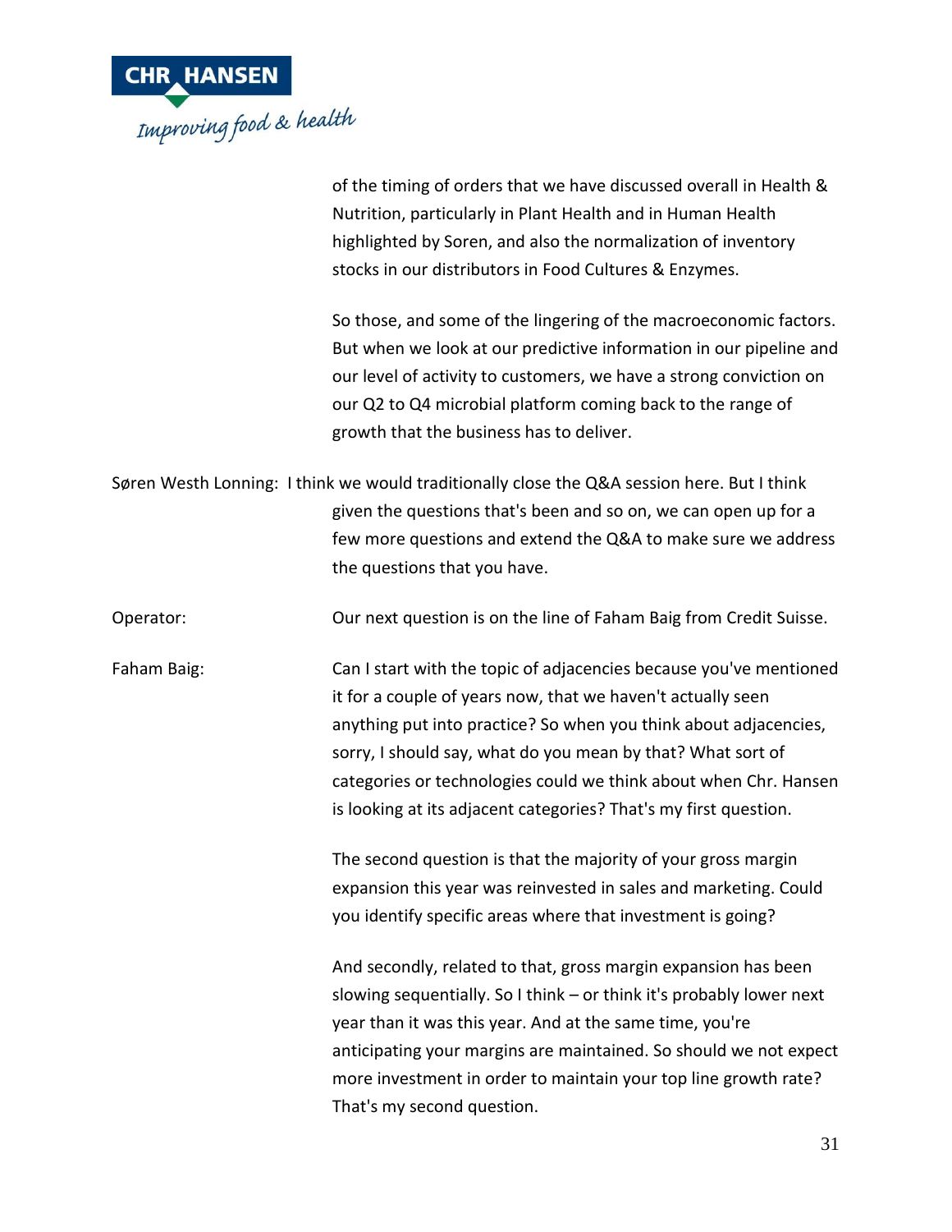of the timing of orders that we have discussed overall in Health & Nutrition, particularly in Plant Health and in Human Health highlighted by Soren, and also the normalization of inventory stocks in our distributors in Food Cultures & Enzymes.

So those, and some of the lingering of the macroeconomic factors. But when we look at our predictive information in our pipeline and our level of activity to customers, we have a strong conviction on our Q2 to Q4 microbial platform coming back to the range of growth that the business has to deliver.

Søren Westh Lonning: I think we would traditionally close the Q&A session here. But I think given the questions that's been and so on, we can open up for a few more questions and extend the Q&A to make sure we address the questions that you have.

Operator: Our next question is on the line of Faham Baig from Credit Suisse.

Faham Baig: Can I start with the topic of adjacencies because you've mentioned it for a couple of years now, that we haven't actually seen anything put into practice? So when you think about adjacencies, sorry, I should say, what do you mean by that? What sort of categories or technologies could we think about when Chr. Hansen is looking at its adjacent categories? That's my first question.

The second question is that the majority of your gross margin expansion this year was reinvested in sales and marketing. Could you identify specific areas where that investment is going?

And secondly, related to that, gross margin expansion has been slowing sequentially. So I think – or think it's probably lower next year than it was this year. And at the same time, you're anticipating your margins are maintained. So should we not expect more investment in order to maintain your top line growth rate? That's my second question.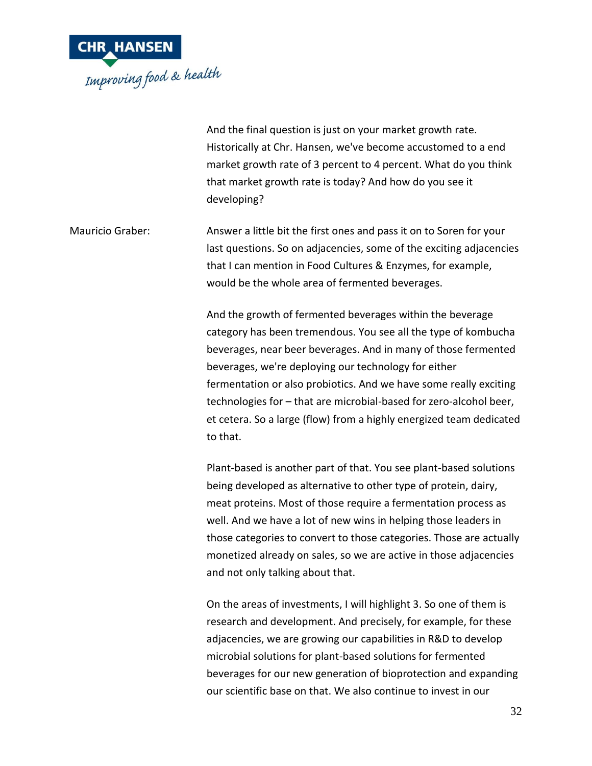And the final question is just on your market growth rate. Historically at Chr. Hansen, we've become accustomed to a end market growth rate of 3 percent to 4 percent. What do you think that market growth rate is today? And how do you see it developing?

Mauricio Graber: Answer a little bit the first ones and pass it on to Soren for your last questions. So on adjacencies, some of the exciting adjacencies that I can mention in Food Cultures & Enzymes, for example, would be the whole area of fermented beverages.

And the growth of fermented beverages within the beverage category has been tremendous. You see all the type of kombucha beverages, near beer beverages. And in many of those fermented beverages, we're deploying our technology for either fermentation or also probiotics. And we have some really exciting technologies for – that are microbial-based for zero-alcohol beer, et cetera. So a large (flow) from a highly energized team dedicated to that.

Plant-based is another part of that. You see plant-based solutions being developed as alternative to other type of protein, dairy, meat proteins. Most of those require a fermentation process as well. And we have a lot of new wins in helping those leaders in those categories to convert to those categories. Those are actually monetized already on sales, so we are active in those adjacencies and not only talking about that.

On the areas of investments, I will highlight 3. So one of them is research and development. And precisely, for example, for these adjacencies, we are growing our capabilities in R&D to develop microbial solutions for plant-based solutions for fermented beverages for our new generation of bioprotection and expanding our scientific base on that. We also continue to invest in our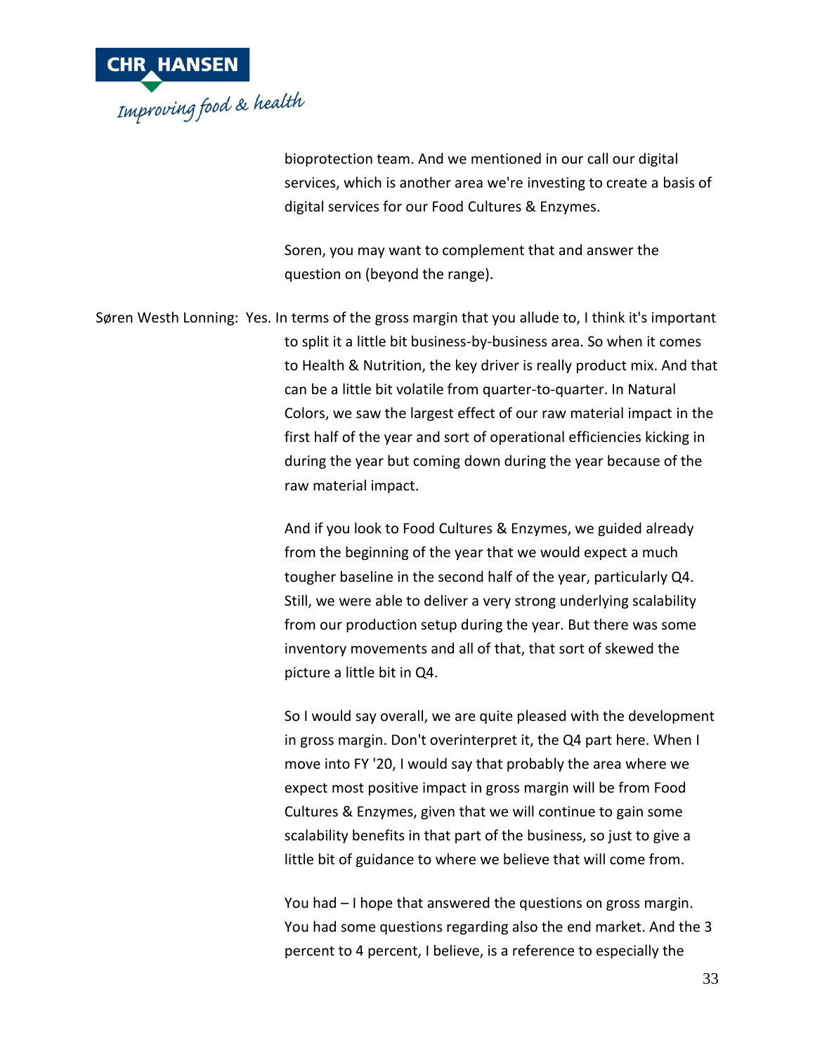bioprotection team. And we mentioned in our call our digital services, which is another area we're investing to create a basis of digital services for our Food Cultures & Enzymes.

Soren, you may want to complement that and answer the question on (beyond the range).

Søren Westh Lonning: Yes. In terms of the gross margin that you allude to, I think it's important to split it a little bit business-by-business area. So when it comes to Health & Nutrition, the key driver is really product mix. And that can be a little bit volatile from quarter-to-quarter. In Natural Colors, we saw the largest effect of our raw material impact in the first half of the year and sort of operational efficiencies kicking in during the year but coming down during the year because of the raw material impact.

And if you look to Food Cultures & Enzymes, we guided already from the beginning of the year that we would expect a much tougher baseline in the second half of the year, particularly Q4. Still, we were able to deliver a very strong underlying scalability from our production setup during the year. But there was some inventory movements and all of that, that sort of skewed the picture a little bit in Q4.

So I would say overall, we are quite pleased with the development in gross margin. Don't overinterpret it, the Q4 part here. When I move into FY '20, I would say that probably the area where we expect most positive impact in gross margin will be from Food Cultures & Enzymes, given that we will continue to gain some scalability benefits in that part of the business, so just to give a little bit of guidance to where we believe that will come from.

You had – I hope that answered the questions on gross margin. You had some questions regarding also the end market. And the 3 percent to 4 percent, I believe, is a reference to especially the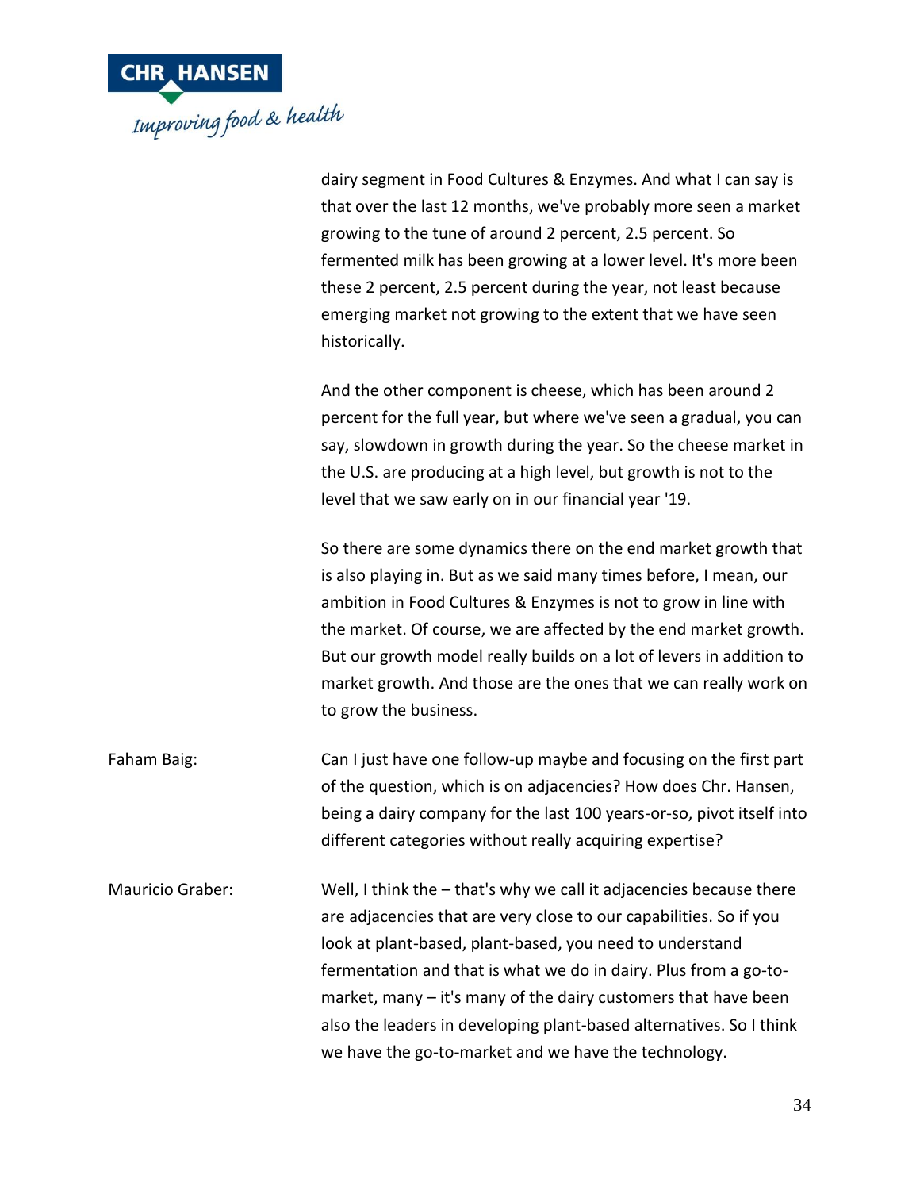dairy segment in Food Cultures & Enzymes. And what I can say is that over the last 12 months, we've probably more seen a market growing to the tune of around 2 percent, 2.5 percent. So fermented milk has been growing at a lower level. It's more been these 2 percent, 2.5 percent during the year, not least because emerging market not growing to the extent that we have seen historically.

And the other component is cheese, which has been around 2 percent for the full year, but where we've seen a gradual, you can say, slowdown in growth during the year. So the cheese market in the U.S. are producing at a high level, but growth is not to the level that we saw early on in our financial year '19.

So there are some dynamics there on the end market growth that is also playing in. But as we said many times before, I mean, our ambition in Food Cultures & Enzymes is not to grow in line with the market. Of course, we are affected by the end market growth. But our growth model really builds on a lot of levers in addition to market growth. And those are the ones that we can really work on to grow the business.

Faham Baig: Can I just have one follow-up maybe and focusing on the first part of the question, which is on adjacencies? How does Chr. Hansen, being a dairy company for the last 100 years-or-so, pivot itself into different categories without really acquiring expertise?

Mauricio Graber: Well, I think the – that's why we call it adjacencies because there are adjacencies that are very close to our capabilities. So if you look at plant-based, plant-based, you need to understand fermentation and that is what we do in dairy. Plus from a go-to-market, many – it's many of the dairy customers that have been also the leaders in developing plant-based alternatives. So I think we have the go-to-market and we have the technology.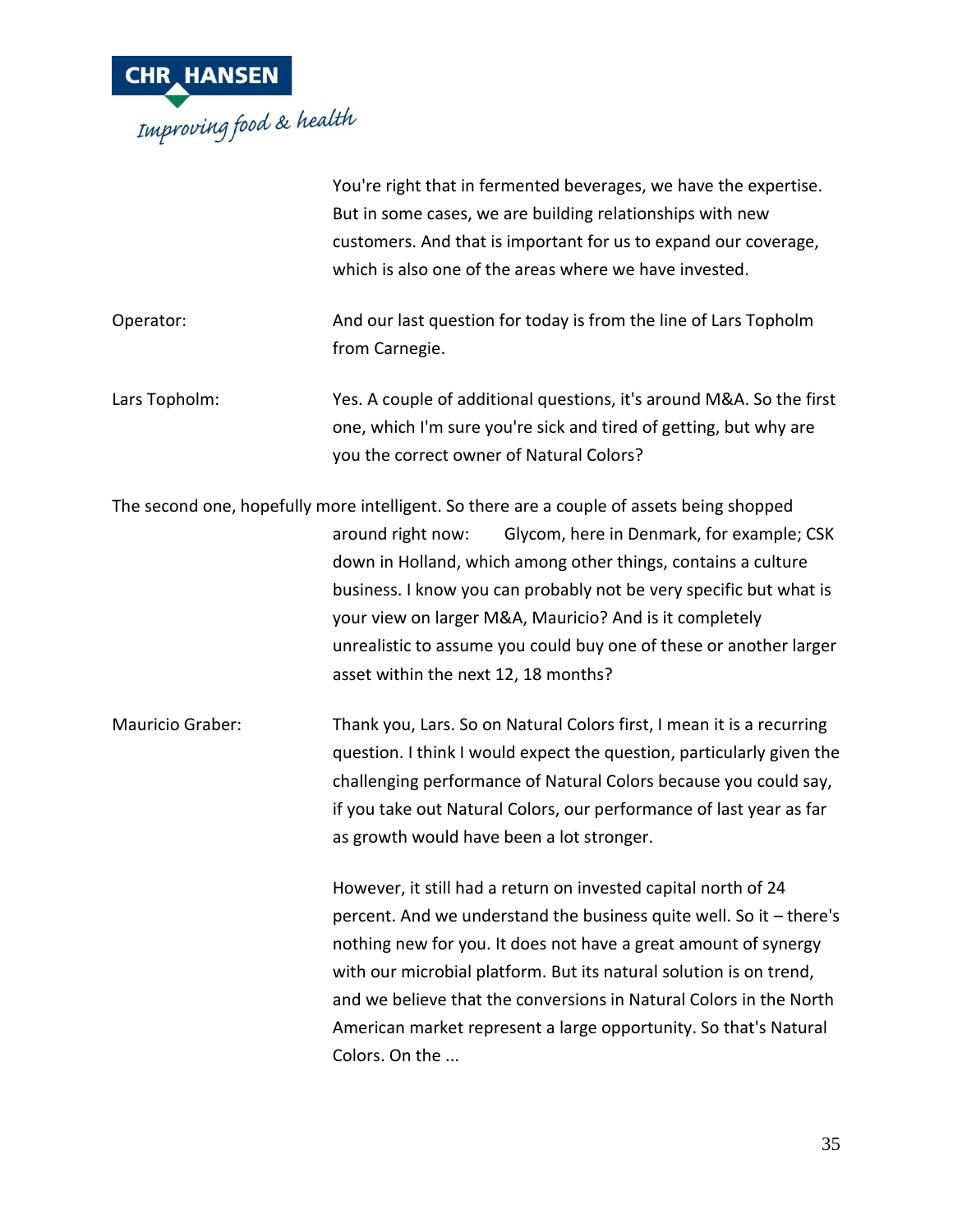You're right that in fermented beverages, we have the expertise. But in some cases, we are building relationships with new customers. And that is important for us to expand our coverage, which is also one of the areas where we have invested.

Operator: And our last question for today is from the line of Lars Topholm from Carnegie.

Lars Topholm: Yes. A couple of additional questions, it's around M&A. So the first one, which I'm sure you're sick and tired of getting, but why are you the correct owner of Natural Colors?

The second one, hopefully more intelligent. So there are a couple of assets being shopped around right now: Glycom, here in Denmark, for example; CSK down in Holland, which among other things, contains a culture business. I know you can probably not be very specific but what is your view on larger M&A, Mauricio? And is it completely unrealistic to assume you could buy one of these or another larger asset within the next 12, 18 months?

Mauricio Graber: Thank you, Lars. So on Natural Colors first, I mean it is a recurring question. I think I would expect the question, particularly given the challenging performance of Natural Colors because you could say, if you take out Natural Colors, our performance of last year as far as growth would have been a lot stronger.

However, it still had a return on invested capital north of 24 percent. And we understand the business quite well. So it – there's nothing new for you. It does not have a great amount of synergy with our microbial platform. But its natural solution is on trend, and we believe that the conversions in Natural Colors in the North American market represent a large opportunity. So that's Natural Colors. On the ...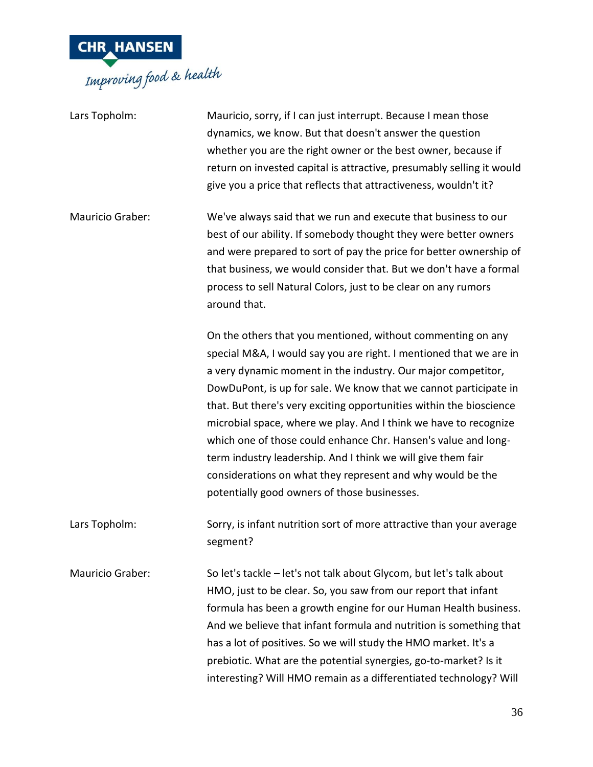**Lars Topholm:** Mauricio, sorry, if I can just interrupt. Because I mean those dynamics, we know. But that doesn't answer the question whether you are the right owner or the best owner, because if return on invested capital is attractive, presumably selling it would give you a price that reflects that attractiveness, wouldn't it?

**Mauricio Graber:** We've always said that we run and execute that business to our best of our ability. If somebody thought they were better owners and were prepared to sort of pay the price for better ownership of that business, we would consider that. But we don't have a formal process to sell Natural Colors, just to be clear on any rumors around that.

On the others that you mentioned, without commenting on any special M&A, I would say you are right. I mentioned that we are in a very dynamic moment in the industry. Our major competitor, DowDuPont, is up for sale. We know that we cannot participate in that. But there's very exciting opportunities within the bioscience microbial space, where we play. And I think we have to recognize which one of those could enhance Chr. Hansen's value and long-term industry leadership. And I think we will give them fair considerations on what they represent and why would be the potentially good owners of those businesses.

**Lars Topholm:** Sorry, is infant nutrition sort of more attractive than your average segment?

**Mauricio Graber:** So let's tackle – let's not talk about Glycom, but let's talk about HMO, just to be clear. So, you saw from our report that infant formula has been a growth engine for our Human Health business. And we believe that infant formula and nutrition is something that has a lot of positives. So we will study the HMO market. It's a prebiotic. What are the potential synergies, go-to-market? Is it interesting? Will HMO remain as a differentiated technology? Will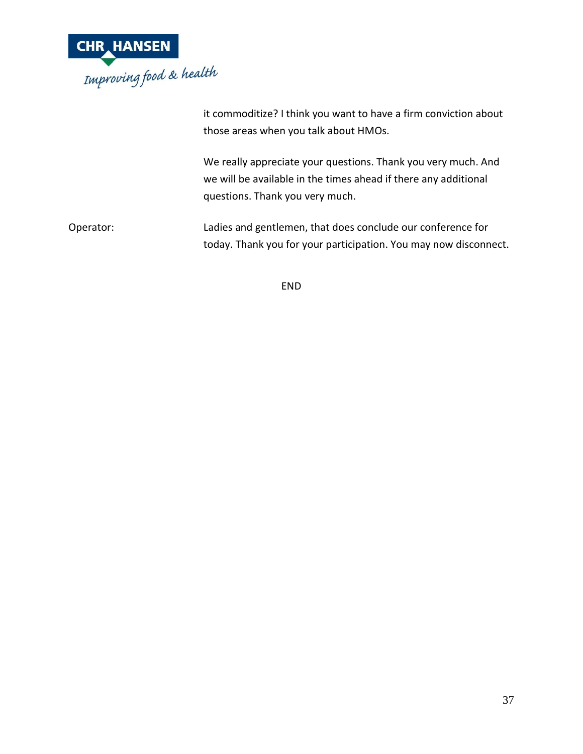it commoditize? I think you want to have a firm conviction about those areas when you talk about HMOs.

We really appreciate your questions. Thank you very much. And we will be available in the times ahead if there any additional questions. Thank you very much.

Operator: Ladies and gentlemen, that does conclude our conference for today. Thank you for your participation. You may now disconnect.

END